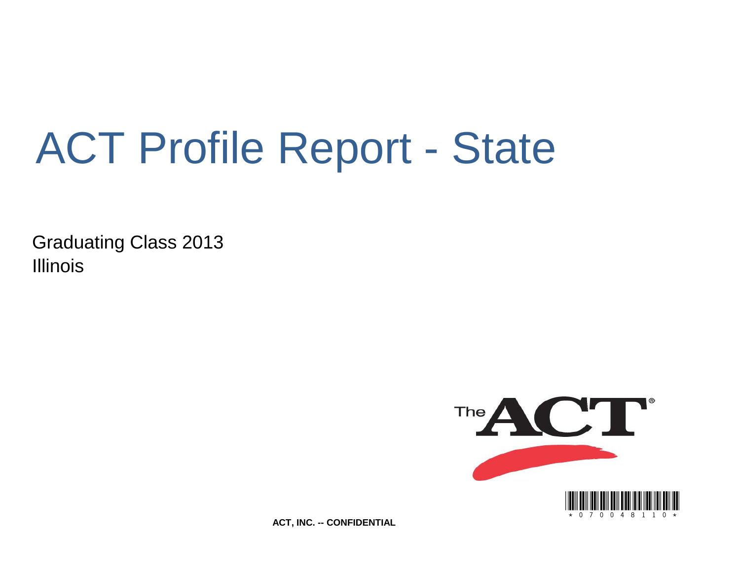# ACT Profile Report - State

Graduating Class 2013
Illinois

*0700481 10*

**ACT, INC. -- CONFIDENTIAL**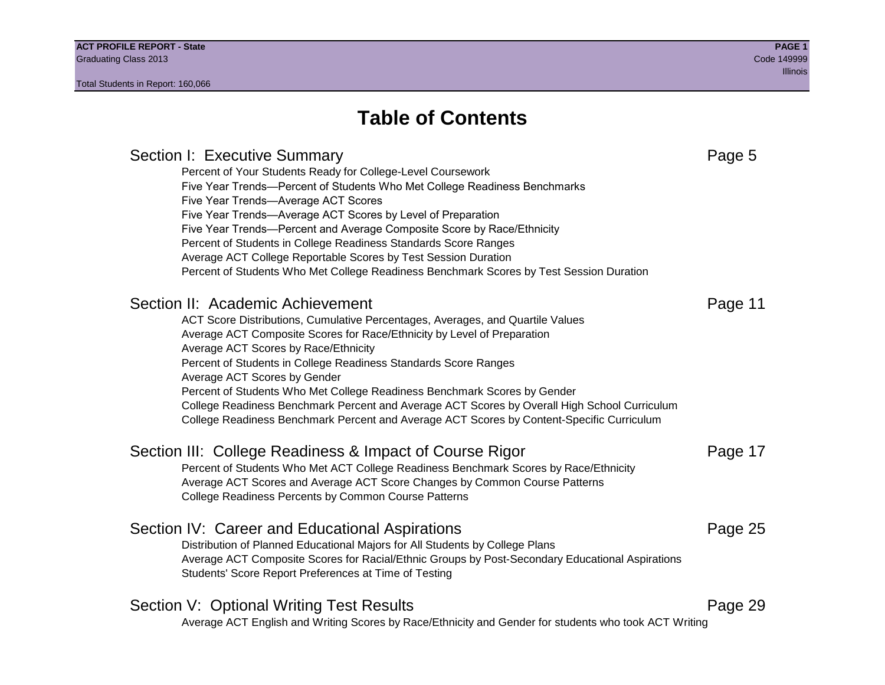# Table of Contents

## Section I: Executive Summary — Page 5

- Percent of Your Students Ready for College-Level Coursework
- Five Year Trends—Percent of Students Who Met College Readiness Benchmarks
- Five Year Trends—Average ACT Scores
- Five Year Trends—Average ACT Scores by Level of Preparation
- Five Year Trends—Percent and Average Composite Score by Race/Ethnicity
- Percent of Students in College Readiness Standards Score Ranges
- Average ACT College Reportable Scores by Test Session Duration
- Percent of Students Who Met College Readiness Benchmark Scores by Test Session Duration

## Section II: Academic Achievement — Page 11

- ACT Score Distributions, Cumulative Percentages, Averages, and Quartile Values
- Average ACT Composite Scores for Race/Ethnicity by Level of Preparation
- Average ACT Scores by Race/Ethnicity
- Percent of Students in College Readiness Standards Score Ranges
- Average ACT Scores by Gender
- Percent of Students Who Met College Readiness Benchmark Scores by Gender
- College Readiness Benchmark Percent and Average ACT Scores by Overall High School Curriculum
- College Readiness Benchmark Percent and Average ACT Scores by Content-Specific Curriculum

## Section III: College Readiness & Impact of Course Rigor — Page 17

- Percent of Students Who Met ACT College Readiness Benchmark Scores by Race/Ethnicity
- Average ACT Scores and Average ACT Score Changes by Common Course Patterns
- College Readiness Percents by Common Course Patterns

## Section IV: Career and Educational Aspirations — Page 25

- Distribution of Planned Educational Majors for All Students by College Plans
- Average ACT Composite Scores for Racial/Ethnic Groups by Post-Secondary Educational Aspirations
- Students' Score Report Preferences at Time of Testing

## Section V: Optional Writing Test Results — Page 29

- Average ACT English and Writing Scores by Race/Ethnicity and Gender for students who took ACT Writing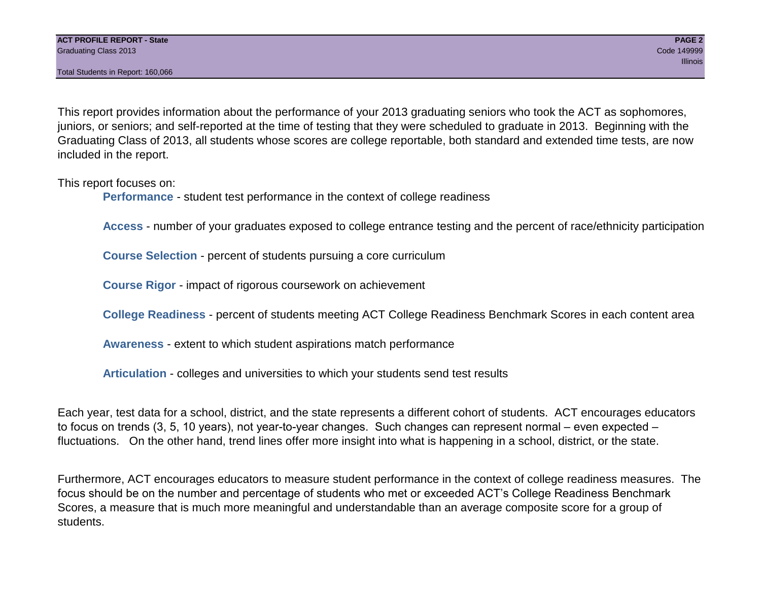This report provides information about the performance of your 2013 graduating seniors who took the ACT as sophomores, juniors, or seniors; and self-reported at the time of testing that they were scheduled to graduate in 2013. Beginning with the Graduating Class of 2013, all students whose scores are college reportable, both standard and extended time tests, are now included in the report.

This report focuses on:

**Performance** - student test performance in the context of college readiness

**Access** - number of your graduates exposed to college entrance testing and the percent of race/ethnicity participation

**Course Selection** - percent of students pursuing a core curriculum

**Course Rigor** - impact of rigorous coursework on achievement

**College Readiness** - percent of students meeting ACT College Readiness Benchmark Scores in each content area

**Awareness** - extent to which student aspirations match performance

**Articulation** - colleges and universities to which your students send test results

Each year, test data for a school, district, and the state represents a different cohort of students. ACT encourages educators to focus on trends (3, 5, 10 years), not year-to-year changes. Such changes can represent normal – even expected – fluctuations. On the other hand, trend lines offer more insight into what is happening in a school, district, or the state.

Furthermore, ACT encourages educators to measure student performance in the context of college readiness measures. The focus should be on the number and percentage of students who met or exceeded ACT's College Readiness Benchmark Scores, a measure that is much more meaningful and understandable than an average composite score for a group of students.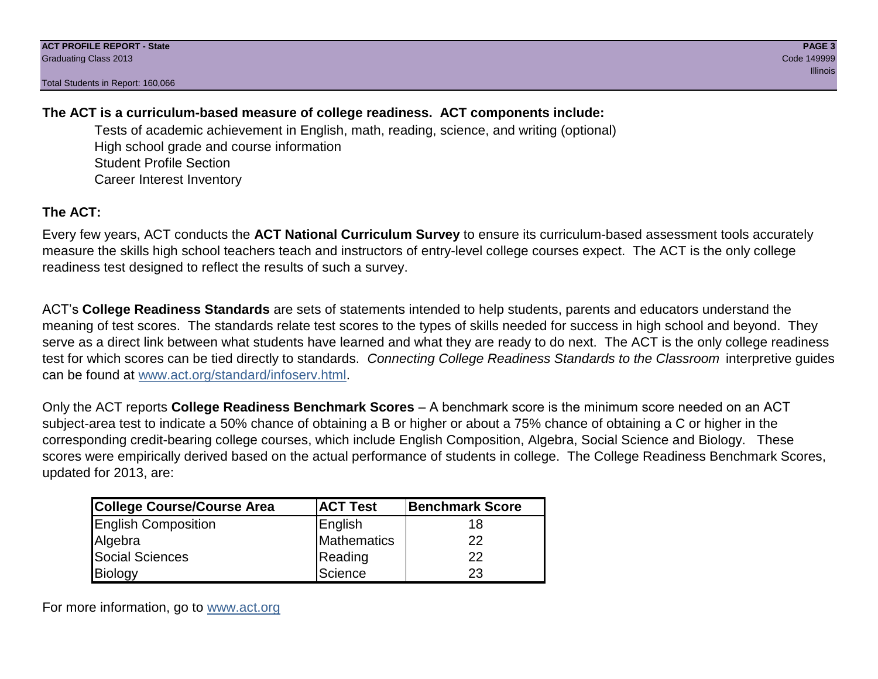**The ACT is a curriculum-based measure of college readiness. ACT components include:**

- Tests of academic achievement in English, math, reading, science, and writing (optional)
- High school grade and course information
- Student Profile Section
- Career Interest Inventory

**The ACT:**

Every few years, ACT conducts the **ACT National Curriculum Survey** to ensure its curriculum-based assessment tools accurately measure the skills high school teachers teach and instructors of entry-level college courses expect. The ACT is the only college readiness test designed to reflect the results of such a survey.

ACT's **College Readiness Standards** are sets of statements intended to help students, parents and educators understand the meaning of test scores. The standards relate test scores to the types of skills needed for success in high school and beyond. They serve as a direct link between what students have learned and what they are ready to do next. The ACT is the only college readiness test for which scores can be tied directly to standards. *Connecting College Readiness Standards to the Classroom* interpretive guides can be found at www.act.org/standard/infoserv.html.

Only the ACT reports **College Readiness Benchmark Scores** – A benchmark score is the minimum score needed on an ACT subject-area test to indicate a 50% chance of obtaining a B or higher or about a 75% chance of obtaining a C or higher in the corresponding credit-bearing college courses, which include English Composition, Algebra, Social Science and Biology. These scores were empirically derived based on the actual performance of students in college. The College Readiness Benchmark Scores, updated for 2013, are:

| College Course/Course Area | ACT Test | Benchmark Score |
|---|---|---|
| English Composition | English | 18 |
| Algebra | Mathematics | 22 |
| Social Sciences | Reading | 22 |
| Biology | Science | 23 |

For more information, go to www.act.org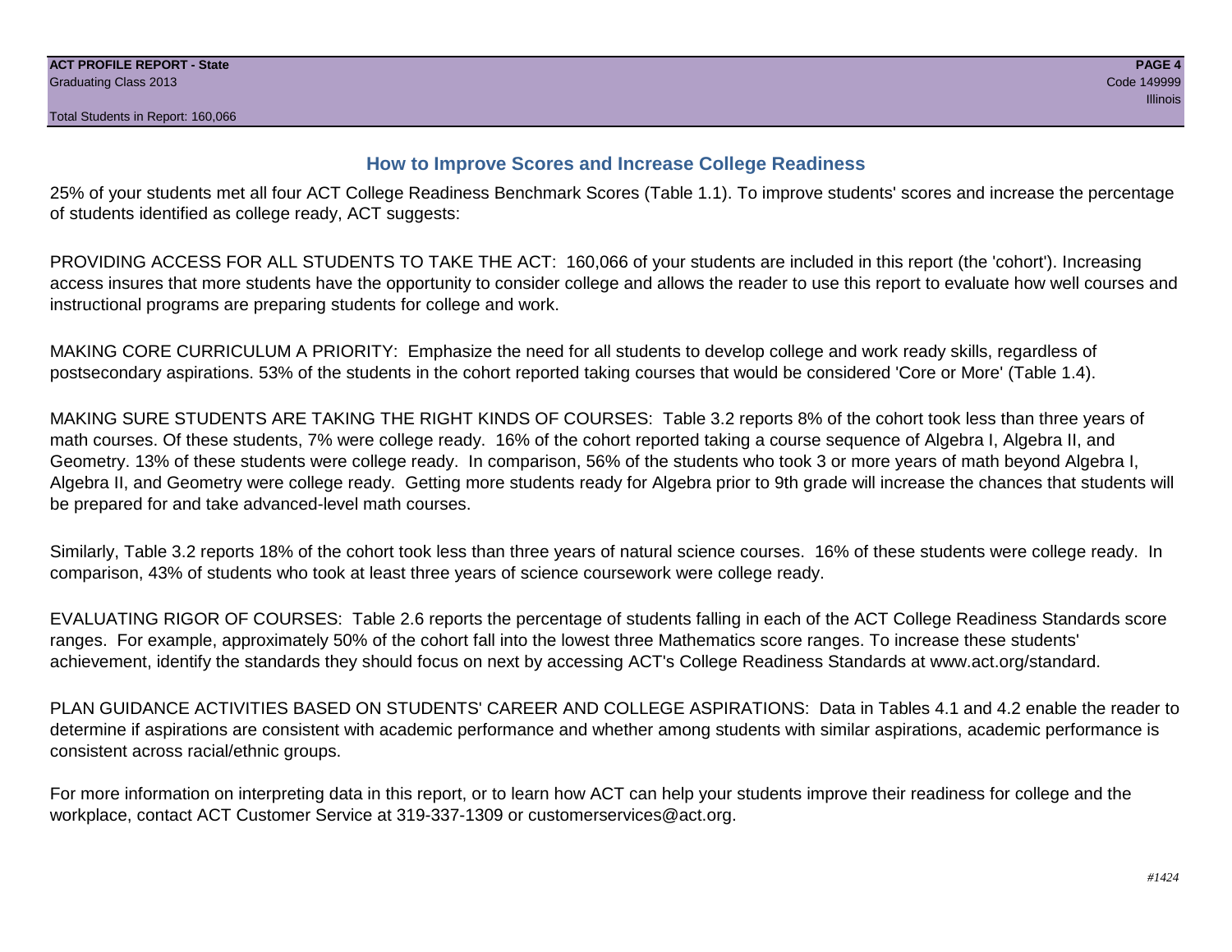## How to Improve Scores and Increase College Readiness

25% of your students met all four ACT College Readiness Benchmark Scores (Table 1.1). To improve students' scores and increase the percentage of students identified as college ready, ACT suggests:

PROVIDING ACCESS FOR ALL STUDENTS TO TAKE THE ACT: 160,066 of your students are included in this report (the 'cohort'). Increasing access insures that more students have the opportunity to consider college and allows the reader to use this report to evaluate how well courses and instructional programs are preparing students for college and work.

MAKING CORE CURRICULUM A PRIORITY: Emphasize the need for all students to develop college and work ready skills, regardless of postsecondary aspirations. 53% of the students in the cohort reported taking courses that would be considered 'Core or More' (Table 1.4).

MAKING SURE STUDENTS ARE TAKING THE RIGHT KINDS OF COURSES: Table 3.2 reports 8% of the cohort took less than three years of math courses. Of these students, 7% were college ready. 16% of the cohort reported taking a course sequence of Algebra I, Algebra II, and Geometry. 13% of these students were college ready. In comparison, 56% of the students who took 3 or more years of math beyond Algebra I, Algebra II, and Geometry were college ready. Getting more students ready for Algebra prior to 9th grade will increase the chances that students will be prepared for and take advanced-level math courses.

Similarly, Table 3.2 reports 18% of the cohort took less than three years of natural science courses. 16% of these students were college ready. In comparison, 43% of students who took at least three years of science coursework were college ready.

EVALUATING RIGOR OF COURSES: Table 2.6 reports the percentage of students falling in each of the ACT College Readiness Standards score ranges. For example, approximately 50% of the cohort fall into the lowest three Mathematics score ranges. To increase these students' achievement, identify the standards they should focus on next by accessing ACT's College Readiness Standards at www.act.org/standard.

PLAN GUIDANCE ACTIVITIES BASED ON STUDENTS' CAREER AND COLLEGE ASPIRATIONS: Data in Tables 4.1 and 4.2 enable the reader to determine if aspirations are consistent with academic performance and whether among students with similar aspirations, academic performance is consistent across racial/ethnic groups.

For more information on interpreting data in this report, or to learn how ACT can help your students improve their readiness for college and the workplace, contact ACT Customer Service at 319-337-1309 or customerservices@act.org.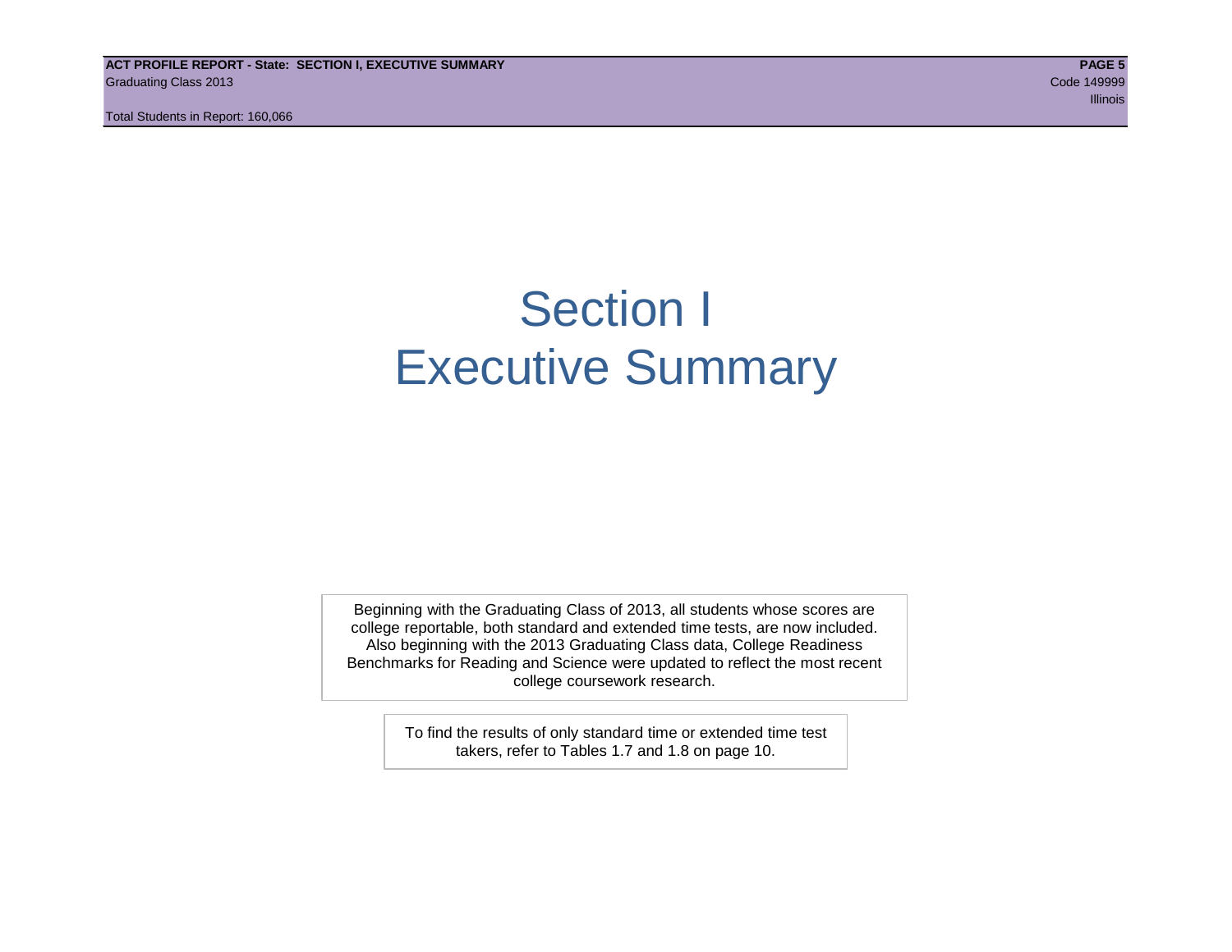# Section I
# Executive Summary

Beginning with the Graduating Class of 2013, all students whose scores are college reportable, both standard and extended time tests, are now included. Also beginning with the 2013 Graduating Class data, College Readiness Benchmarks for Reading and Science were updated to reflect the most recent college coursework research.

To find the results of only standard time or extended time test takers, refer to Tables 1.7 and 1.8 on page 10.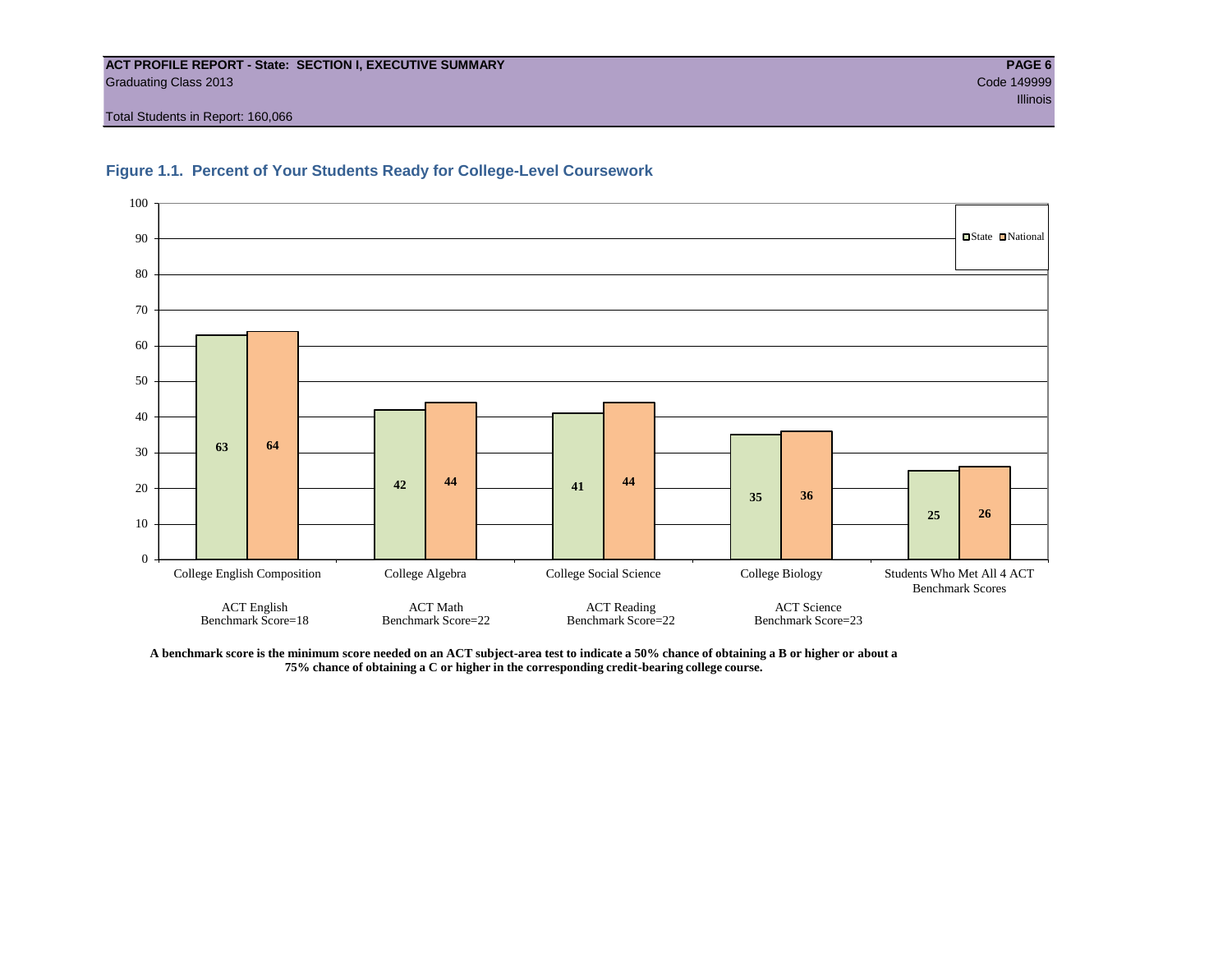**ACT PROFILE REPORT - State: SECTION I, EXECUTIVE SUMMARY**
Graduating Class 2013
Code 149999
Illinois
Total Students in Report: 160,066

### Figure 1.1. Percent of Your Students Ready for College-Level Coursework

| | State | National |
|---|---|---|
| College English Composition (ACT English Benchmark Score=18) | 63 | 64 |
| College Algebra (ACT Math Benchmark Score=22) | 42 | 44 |
| College Social Science (ACT Reading Benchmark Score=22) | 41 | 44 |
| College Biology (ACT Science Benchmark Score=23) | 35 | 36 |
| Students Who Met All 4 ACT Benchmark Scores | 25 | 26 |

**A benchmark score is the minimum score needed on an ACT subject-area test to indicate a 50% chance of obtaining a B or higher or about a 75% chance of obtaining a C or higher in the corresponding credit-bearing college course.**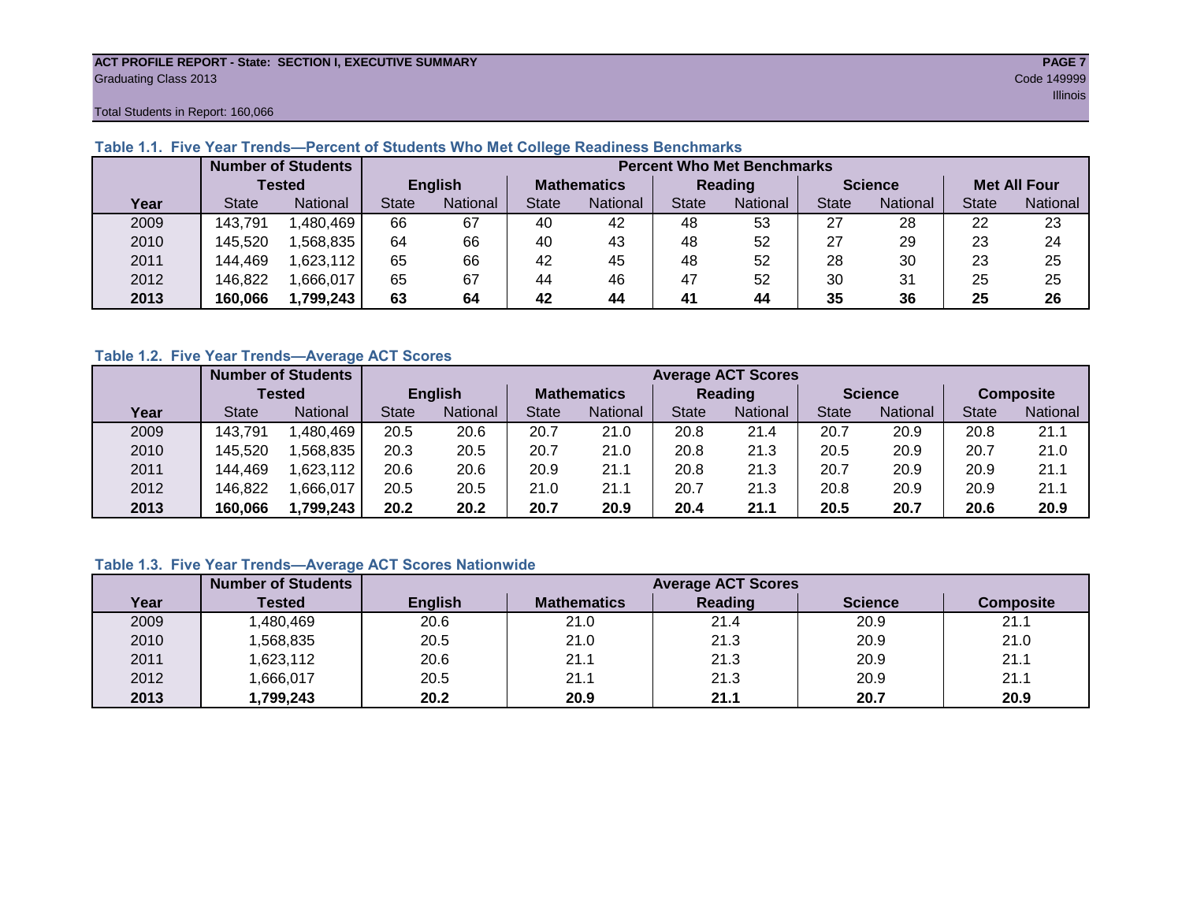ACT PROFILE REPORT - State: SECTION I, EXECUTIVE SUMMARY
Graduating Class 2013
Code 149999
Illinois
Total Students in Report: 160,066

### Table 1.1. Five Year Trends—Percent of Students Who Met College Readiness Benchmarks

| | Number of Students Tested | | Percent Who Met Benchmarks | | | | | | | | | |
|---|---|---|---|---|---|---|---|---|---|---|---|---|
| | | | English | | Mathematics | | Reading | | Science | | Met All Four | |
| Year | State | National | State | National | State | National | State | National | State | National | State | National |
| 2009 | 143,791 | 1,480,469 | 66 | 67 | 40 | 42 | 48 | 53 | 27 | 28 | 22 | 23 |
| 2010 | 145,520 | 1,568,835 | 64 | 66 | 40 | 43 | 48 | 52 | 27 | 29 | 23 | 24 |
| 2011 | 144,469 | 1,623,112 | 65 | 66 | 42 | 45 | 48 | 52 | 28 | 30 | 23 | 25 |
| 2012 | 146,822 | 1,666,017 | 65 | 67 | 44 | 46 | 47 | 52 | 30 | 31 | 25 | 25 |
| **2013** | **160,066** | **1,799,243** | **63** | **64** | **42** | **44** | **41** | **44** | **35** | **36** | **25** | **26** |

### Table 1.2. Five Year Trends—Average ACT Scores

| | Number of Students Tested | | Average ACT Scores | | | | | | | | | |
|---|---|---|---|---|---|---|---|---|---|---|---|---|
| | | | English | | Mathematics | | Reading | | Science | | Composite | |
| Year | State | National | State | National | State | National | State | National | State | National | State | National |
| 2009 | 143,791 | 1,480,469 | 20.5 | 20.6 | 20.7 | 21.0 | 20.8 | 21.4 | 20.7 | 20.9 | 20.8 | 21.1 |
| 2010 | 145,520 | 1,568,835 | 20.3 | 20.5 | 20.7 | 21.0 | 20.8 | 21.3 | 20.5 | 20.9 | 20.7 | 21.0 |
| 2011 | 144,469 | 1,623,112 | 20.6 | 20.6 | 20.9 | 21.1 | 20.8 | 21.3 | 20.7 | 20.9 | 20.9 | 21.1 |
| 2012 | 146,822 | 1,666,017 | 20.5 | 20.5 | 21.0 | 21.1 | 20.7 | 21.3 | 20.8 | 20.9 | 20.9 | 21.1 |
| **2013** | **160,066** | **1,799,243** | **20.2** | **20.2** | **20.7** | **20.9** | **20.4** | **21.1** | **20.5** | **20.7** | **20.6** | **20.9** |

### Table 1.3. Five Year Trends—Average ACT Scores Nationwide

| | Number of Students | Average ACT Scores | | | | |
|---|---|---|---|---|---|---|
| Year | Tested | English | Mathematics | Reading | Science | Composite |
| 2009 | 1,480,469 | 20.6 | 21.0 | 21.4 | 20.9 | 21.1 |
| 2010 | 1,568,835 | 20.5 | 21.0 | 21.3 | 20.9 | 21.0 |
| 2011 | 1,623,112 | 20.6 | 21.1 | 21.3 | 20.9 | 21.1 |
| 2012 | 1,666,017 | 20.5 | 21.1 | 21.3 | 20.9 | 21.1 |
| **2013** | **1,799,243** | **20.2** | **20.9** | **21.1** | **20.7** | **20.9** |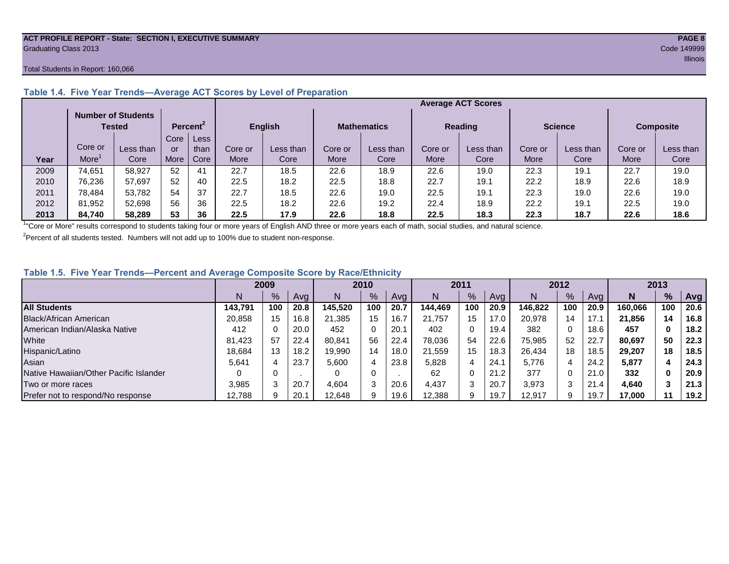ACT PROFILE REPORT - State: SECTION I, EXECUTIVE SUMMARY

Graduating Class 2013

Code 149999

Illinois

Total Students in Report: 160,066

### Table 1.4. Five Year Trends—Average ACT Scores by Level of Preparation

| | Number of Students Tested | | Percent[2] | | Average ACT Scores | | | | | | | | | |
|---|---|---|---|---|---|---|---|---|---|---|---|---|---|---|
| | | | | | English | | Mathematics | | Reading | | Science | | Composite | |
| Year | Core or More[1] | Less than Core | Core or More | Less than Core | Core or More | Less than Core | Core or More | Less than Core | Core or More | Less than Core | Core or More | Less than Core | Core or More | Less than Core |
| 2009 | 74,651 | 58,927 | 52 | 41 | 22.7 | 18.5 | 22.6 | 18.9 | 22.6 | 19.0 | 22.3 | 19.1 | 22.7 | 19.0 |
| 2010 | 76,236 | 57,697 | 52 | 40 | 22.5 | 18.2 | 22.5 | 18.8 | 22.7 | 19.1 | 22.2 | 18.9 | 22.6 | 18.9 |
| 2011 | 78,484 | 53,782 | 54 | 37 | 22.7 | 18.5 | 22.6 | 19.0 | 22.5 | 19.1 | 22.3 | 19.0 | 22.6 | 19.0 |
| 2012 | 81,952 | 52,698 | 56 | 36 | 22.5 | 18.2 | 22.6 | 19.2 | 22.4 | 18.9 | 22.2 | 19.1 | 22.5 | 19.0 |
| **2013** | **84,740** | **58,289** | **53** | **36** | **22.5** | **17.9** | **22.6** | **18.8** | **22.5** | **18.3** | **22.3** | **18.7** | **22.6** | **18.6** |

[1] "Core or More" results correspond to students taking four or more years of English AND three or more years each of math, social studies, and natural science.

[2] Percent of all students tested. Numbers will not add up to 100% due to student non-response.

### Table 1.5. Five Year Trends—Percent and Average Composite Score by Race/Ethnicity

| | 2009 | | | 2010 | | | 2011 | | | 2012 | | | 2013 | | |
|---|---|---|---|---|---|---|---|---|---|---|---|---|---|---|---|
| | N | % | Avg | N | % | Avg | N | % | Avg | N | % | Avg | **N** | **%** | **Avg** |
| **All Students** | **143,791** | **100** | **20.8** | **145,520** | **100** | **20.7** | **144,469** | **100** | **20.9** | **146,822** | **100** | **20.9** | **160,066** | **100** | **20.6** |
| Black/African American | 20,858 | 15 | 16.8 | 21,385 | 15 | 16.7 | 21,757 | 15 | 17.0 | 20,978 | 14 | 17.1 | **21,856** | **14** | **16.8** |
| American Indian/Alaska Native | 412 | 0 | 20.0 | 452 | 0 | 20.1 | 402 | 0 | 19.4 | 382 | 0 | 18.6 | **457** | **0** | **18.2** |
| White | 81,423 | 57 | 22.4 | 80,841 | 56 | 22.4 | 78,036 | 54 | 22.6 | 75,985 | 52 | 22.7 | **80,697** | **50** | **22.3** |
| Hispanic/Latino | 18,684 | 13 | 18.2 | 19,990 | 14 | 18.0 | 21,559 | 15 | 18.3 | 26,434 | 18 | 18.5 | **29,207** | **18** | **18.5** |
| Asian | 5,641 | 4 | 23.7 | 5,600 | 4 | 23.8 | 5,828 | 4 | 24.1 | 5,776 | 4 | 24.2 | **5,877** | **4** | **24.3** |
| Native Hawaiian/Other Pacific Islander | 0 | 0 | . | 0 | 0 | . | 62 | 0 | 21.2 | 377 | 0 | 21.0 | **332** | **0** | **20.9** |
| Two or more races | 3,985 | 3 | 20.7 | 4,604 | 3 | 20.6 | 4,437 | 3 | 20.7 | 3,973 | 3 | 21.4 | **4,640** | **3** | **21.3** |
| Prefer not to respond/No response | 12,788 | 9 | 20.1 | 12,648 | 9 | 19.6 | 12,388 | 9 | 19.7 | 12,917 | 9 | 19.7 | **17,000** | **11** | **19.2** |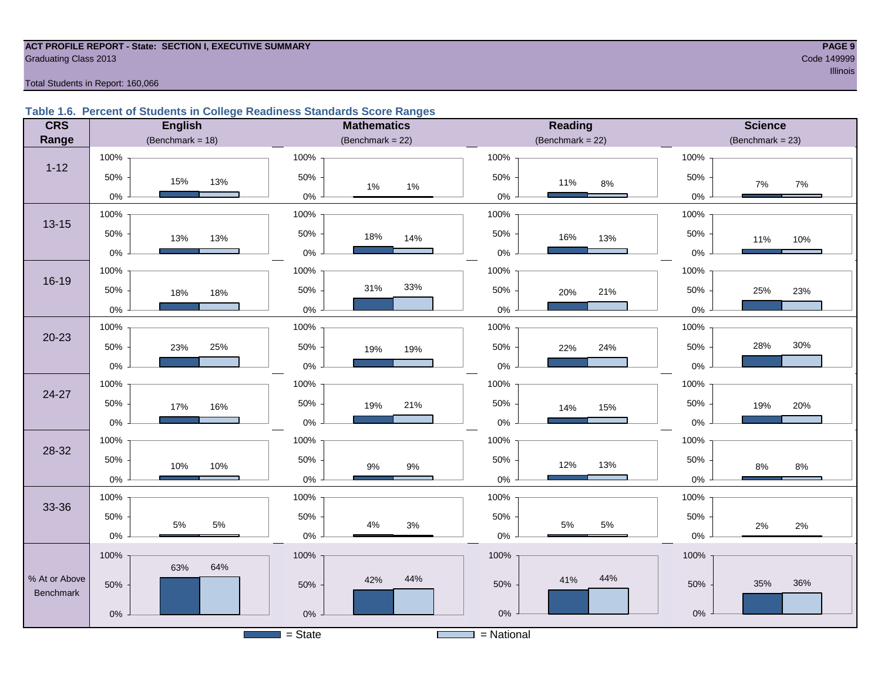ACT PROFILE REPORT - State: SECTION I, EXECUTIVE SUMMARY

Graduating Class 2013

Code 149999

Illinois

Total Students in Report: 160,066

### Table 1.6. Percent of Students in College Readiness Standards Score Ranges

| CRS Range | English (Benchmark = 18) State | English National | Mathematics (Benchmark = 22) State | Mathematics National | Reading (Benchmark = 22) State | Reading National | Science (Benchmark = 23) State | Science National |
|---|---|---|---|---|---|---|---|---|
| 1-12 | 15% | 13% | 1% | 1% | 11% | 8% | 7% | 7% |
| 13-15 | 13% | 13% | 18% | 14% | 16% | 13% | 11% | 10% |
| 16-19 | 18% | 18% | 31% | 33% | 20% | 21% | 25% | 23% |
| 20-23 | 23% | 25% | 19% | 19% | 22% | 24% | 28% | 30% |
| 24-27 | 17% | 16% | 19% | 21% | 14% | 15% | 19% | 20% |
| 28-32 | 10% | 10% | 9% | 9% | 12% | 13% | 8% | 8% |
| 33-36 | 5% | 5% | 4% | 3% | 5% | 5% | 2% | 2% |
| % At or Above Benchmark | 63% | 64% | 42% | 44% | 41% | 44% | 35% | 36% |

= State    = National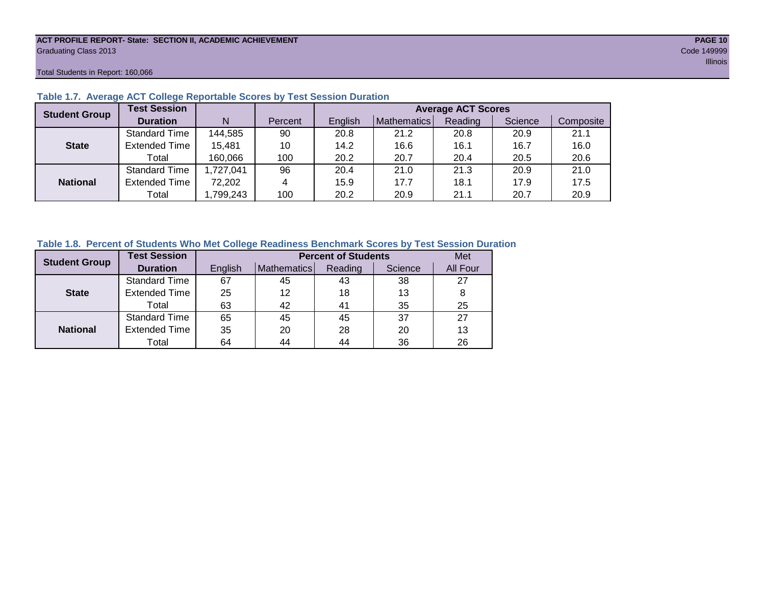**ACT PROFILE REPORT- State: SECTION II, ACADEMIC ACHIEVEMENT**
Graduating Class 2013

Code 149999
Illinois

Total Students in Report: 160,066

### Table 1.7. Average ACT College Reportable Scores by Test Session Duration

| Student Group | Test Session Duration | N | Percent | Average ACT Scores | | | | |
|---|---|---|---|---|---|---|---|---|
| | | | | English | Mathematics | Reading | Science | Composite |
| State | Standard Time | 144,585 | 90 | 20.8 | 21.2 | 20.8 | 20.9 | 21.1 |
| | Extended Time | 15,481 | 10 | 14.2 | 16.6 | 16.1 | 16.7 | 16.0 |
| | Total | 160,066 | 100 | 20.2 | 20.7 | 20.4 | 20.5 | 20.6 |
| National | Standard Time | 1,727,041 | 96 | 20.4 | 21.0 | 21.3 | 20.9 | 21.0 |
| | Extended Time | 72,202 | 4 | 15.9 | 17.7 | 18.1 | 17.9 | 17.5 |
| | Total | 1,799,243 | 100 | 20.2 | 20.9 | 21.1 | 20.7 | 20.9 |

### Table 1.8. Percent of Students Who Met College Readiness Benchmark Scores by Test Session Duration

| Student Group | Test Session Duration | Percent of Students | | | | Met |
|---|---|---|---|---|---|---|
| | | English | Mathematics | Reading | Science | All Four |
| State | Standard Time | 67 | 45 | 43 | 38 | 27 |
| | Extended Time | 25 | 12 | 18 | 13 | 8 |
| | Total | 63 | 42 | 41 | 35 | 25 |
| National | Standard Time | 65 | 45 | 45 | 37 | 27 |
| | Extended Time | 35 | 20 | 28 | 20 | 13 |
| | Total | 64 | 44 | 44 | 36 | 26 |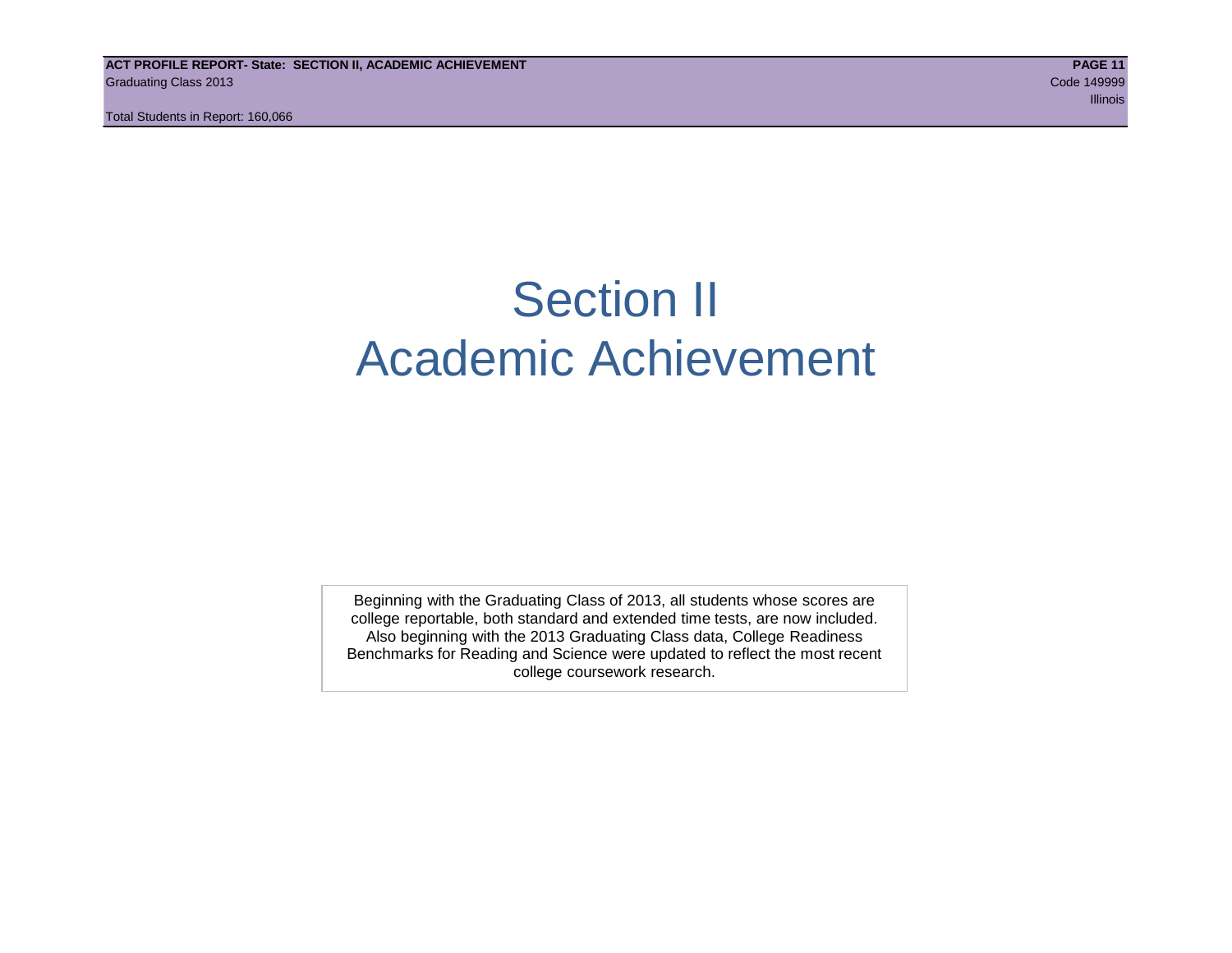# Section II
# Academic Achievement

Beginning with the Graduating Class of 2013, all students whose scores are college reportable, both standard and extended time tests, are now included. Also beginning with the 2013 Graduating Class data, College Readiness Benchmarks for Reading and Science were updated to reflect the most recent college coursework research.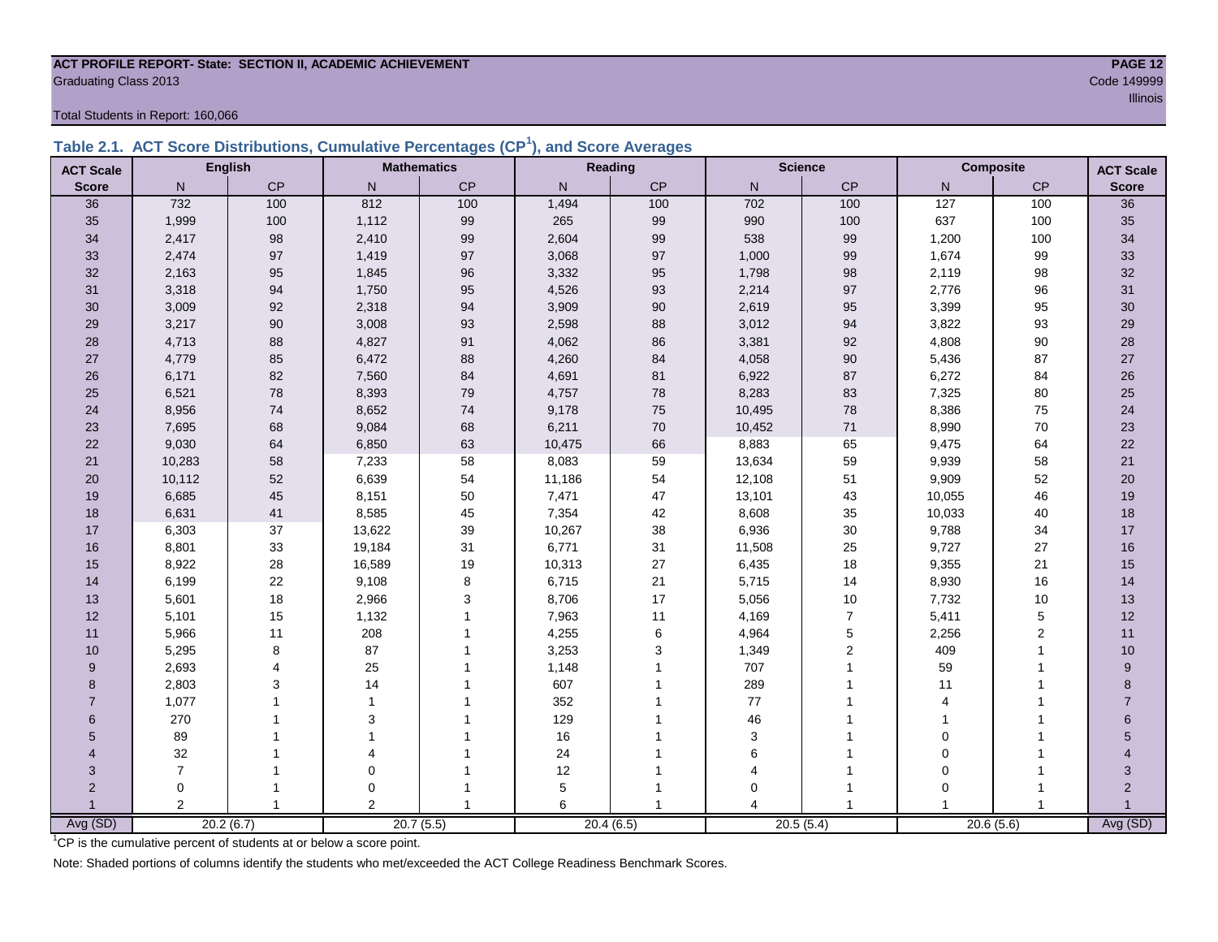**ACT PROFILE REPORT- State: SECTION II, ACADEMIC ACHIEVEMENT**

Graduating Class 2013

Code 149999

Illinois

Total Students in Report: 160,066

## Table 2.1. ACT Score Distributions, Cumulative Percentages (CP[1]), and Score Averages

| ACT Scale | English | | Mathematics | | Reading | | Science | | Composite | | ACT Scale |
|---|---|---|---|---|---|---|---|---|---|---|---|
| Score | N | CP | N | CP | N | CP | N | CP | N | CP | Score |
| 36 | 732 | 100 | 812 | 100 | 1,494 | 100 | 702 | 100 | 127 | 100 | 36 |
| 35 | 1,999 | 100 | 1,112 | 99 | 265 | 99 | 990 | 100 | 637 | 100 | 35 |
| 34 | 2,417 | 98 | 2,410 | 99 | 2,604 | 99 | 538 | 99 | 1,200 | 100 | 34 |
| 33 | 2,474 | 97 | 1,419 | 97 | 3,068 | 97 | 1,000 | 99 | 1,674 | 99 | 33 |
| 32 | 2,163 | 95 | 1,845 | 96 | 3,332 | 95 | 1,798 | 98 | 2,119 | 98 | 32 |
| 31 | 3,318 | 94 | 1,750 | 95 | 4,526 | 93 | 2,214 | 97 | 2,776 | 96 | 31 |
| 30 | 3,009 | 92 | 2,318 | 94 | 3,909 | 90 | 2,619 | 95 | 3,399 | 95 | 30 |
| 29 | 3,217 | 90 | 3,008 | 93 | 2,598 | 88 | 3,012 | 94 | 3,822 | 93 | 29 |
| 28 | 4,713 | 88 | 4,827 | 91 | 4,062 | 86 | 3,381 | 92 | 4,808 | 90 | 28 |
| 27 | 4,779 | 85 | 6,472 | 88 | 4,260 | 84 | 4,058 | 90 | 5,436 | 87 | 27 |
| 26 | 6,171 | 82 | 7,560 | 84 | 4,691 | 81 | 6,922 | 87 | 6,272 | 84 | 26 |
| 25 | 6,521 | 78 | 8,393 | 79 | 4,757 | 78 | 8,283 | 83 | 7,325 | 80 | 25 |
| 24 | 8,956 | 74 | 8,652 | 74 | 9,178 | 75 | 10,495 | 78 | 8,386 | 75 | 24 |
| 23 | 7,695 | 68 | 9,084 | 68 | 6,211 | 70 | 10,452 | 71 | 8,990 | 70 | 23 |
| 22 | 9,030 | 64 | 6,850 | 63 | 10,475 | 66 | 8,883 | 65 | 9,475 | 64 | 22 |
| 21 | 10,283 | 58 | 7,233 | 58 | 8,083 | 59 | 13,634 | 59 | 9,939 | 58 | 21 |
| 20 | 10,112 | 52 | 6,639 | 54 | 11,186 | 54 | 12,108 | 51 | 9,909 | 52 | 20 |
| 19 | 6,685 | 45 | 8,151 | 50 | 7,471 | 47 | 13,101 | 43 | 10,055 | 46 | 19 |
| 18 | 6,631 | 41 | 8,585 | 45 | 7,354 | 42 | 8,608 | 35 | 10,033 | 40 | 18 |
| 17 | 6,303 | 37 | 13,622 | 39 | 10,267 | 38 | 6,936 | 30 | 9,788 | 34 | 17 |
| 16 | 8,801 | 33 | 19,184 | 31 | 6,771 | 31 | 11,508 | 25 | 9,727 | 27 | 16 |
| 15 | 8,922 | 28 | 16,589 | 19 | 10,313 | 27 | 6,435 | 18 | 9,355 | 21 | 15 |
| 14 | 6,199 | 22 | 9,108 | 8 | 6,715 | 21 | 5,715 | 14 | 8,930 | 16 | 14 |
| 13 | 5,601 | 18 | 2,966 | 3 | 8,706 | 17 | 5,056 | 10 | 7,732 | 10 | 13 |
| 12 | 5,101 | 15 | 1,132 | 1 | 7,963 | 11 | 4,169 | 7 | 5,411 | 5 | 12 |
| 11 | 5,966 | 11 | 208 | 1 | 4,255 | 6 | 4,964 | 5 | 2,256 | 2 | 11 |
| 10 | 5,295 | 8 | 87 | 1 | 3,253 | 3 | 1,349 | 2 | 409 | 1 | 10 |
| 9 | 2,693 | 4 | 25 | 1 | 1,148 | 1 | 707 | 1 | 59 | 1 | 9 |
| 8 | 2,803 | 3 | 14 | 1 | 607 | 1 | 289 | 1 | 11 | 1 | 8 |
| 7 | 1,077 | 1 | 1 | 1 | 352 | 1 | 77 | 1 | 4 | 1 | 7 |
| 6 | 270 | 1 | 3 | 1 | 129 | 1 | 46 | 1 | 1 | 1 | 6 |
| 5 | 89 | 1 | 1 | 1 | 16 | 1 | 3 | 1 | 0 | 1 | 5 |
| 4 | 32 | 1 | 4 | 1 | 24 | 1 | 6 | 1 | 0 | 1 | 4 |
| 3 | 7 | 1 | 0 | 1 | 12 | 1 | 4 | 1 | 0 | 1 | 3 |
| 2 | 0 | 1 | 0 | 1 | 5 | 1 | 0 | 1 | 0 | 1 | 2 |
| 1 | 2 | 1 | 2 | 1 | 6 | 1 | 4 | 1 | 1 | 1 | 1 |
| Avg (SD) | 20.2 (6.7) | | 20.7 (5.5) | | 20.4 (6.5) | | 20.5 (5.4) | | 20.6 (5.6) | | Avg (SD) |

[1]CP is the cumulative percent of students at or below a score point.

Note: Shaded portions of columns identify the students who met/exceeded the ACT College Readiness Benchmark Scores.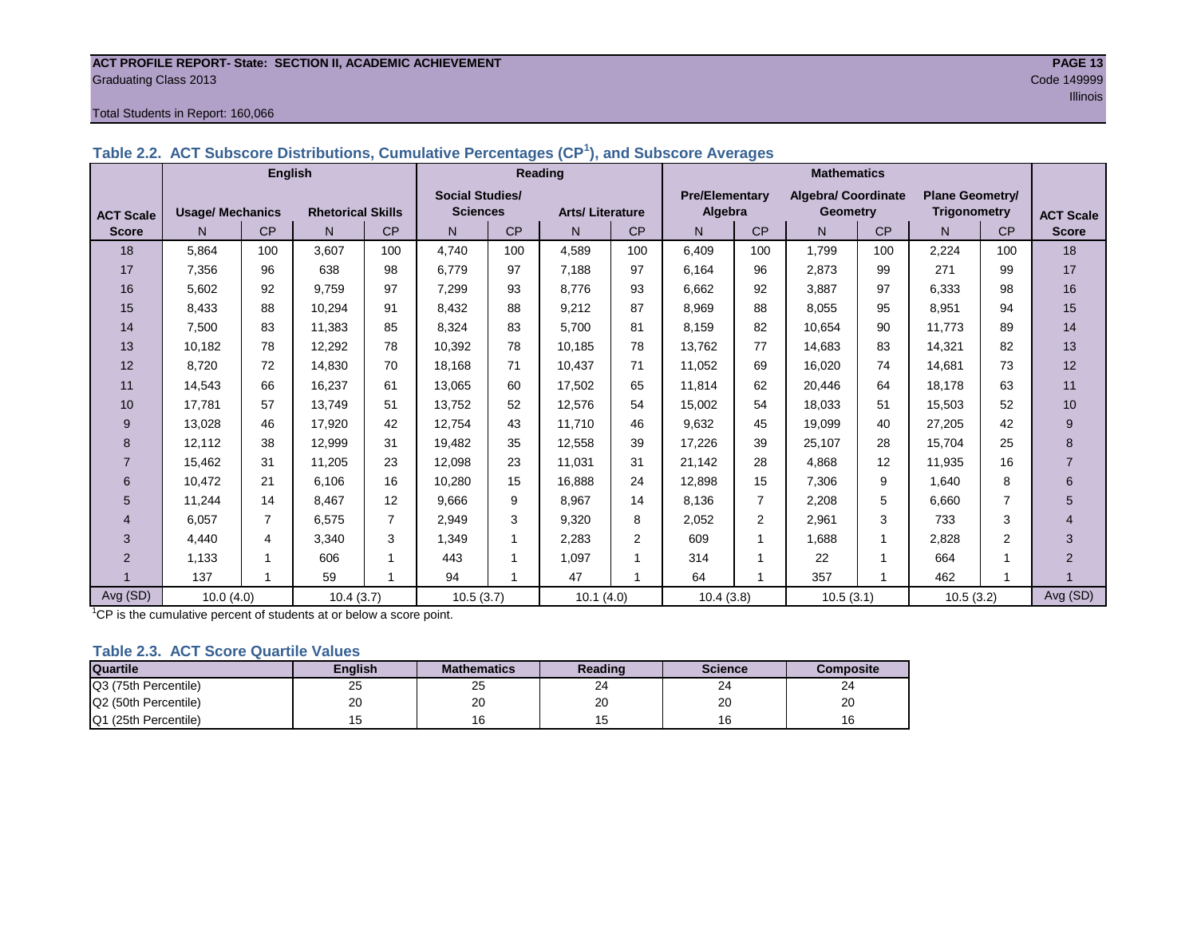ACT PROFILE REPORT- State: SECTION II, ACADEMIC ACHIEVEMENT
Graduating Class 2013
Code 149999
Illinois

Total Students in Report: 160,066

## Table 2.2. ACT Subscore Distributions, Cumulative Percentages (CP[1]), and Subscore Averages

| | English | | | | Reading | | | | Mathematics | | | | | | |
|---|---|---|---|---|---|---|---|---|---|---|---|---|---|---|---|
| ACT Scale | Usage/ Mechanics | | Rhetorical Skills | | Social Studies/ Sciences | | Arts/ Literature | | Pre/Elementary Algebra | | Algebra/ Coordinate Geometry | | Plane Geometry/ Trigonometry | | ACT Scale |
| Score | N | CP | N | CP | N | CP | N | CP | N | CP | N | CP | N | CP | Score |
| 18 | 5,864 | 100 | 3,607 | 100 | 4,740 | 100 | 4,589 | 100 | 6,409 | 100 | 1,799 | 100 | 2,224 | 100 | 18 |
| 17 | 7,356 | 96 | 638 | 98 | 6,779 | 97 | 7,188 | 97 | 6,164 | 96 | 2,873 | 99 | 271 | 99 | 17 |
| 16 | 5,602 | 92 | 9,759 | 97 | 7,299 | 93 | 8,776 | 93 | 6,662 | 92 | 3,887 | 97 | 6,333 | 98 | 16 |
| 15 | 8,433 | 88 | 10,294 | 91 | 8,432 | 88 | 9,212 | 87 | 8,969 | 88 | 8,055 | 95 | 8,951 | 94 | 15 |
| 14 | 7,500 | 83 | 11,383 | 85 | 8,324 | 83 | 5,700 | 81 | 8,159 | 82 | 10,654 | 90 | 11,773 | 89 | 14 |
| 13 | 10,182 | 78 | 12,292 | 78 | 10,392 | 78 | 10,185 | 78 | 13,762 | 77 | 14,683 | 83 | 14,321 | 82 | 13 |
| 12 | 8,720 | 72 | 14,830 | 70 | 18,168 | 71 | 10,437 | 71 | 11,052 | 69 | 16,020 | 74 | 14,681 | 73 | 12 |
| 11 | 14,543 | 66 | 16,237 | 61 | 13,065 | 60 | 17,502 | 65 | 11,814 | 62 | 20,446 | 64 | 18,178 | 63 | 11 |
| 10 | 17,781 | 57 | 13,749 | 51 | 13,752 | 52 | 12,576 | 54 | 15,002 | 54 | 18,033 | 51 | 15,503 | 52 | 10 |
| 9 | 13,028 | 46 | 17,920 | 42 | 12,754 | 43 | 11,710 | 46 | 9,632 | 45 | 19,099 | 40 | 27,205 | 42 | 9 |
| 8 | 12,112 | 38 | 12,999 | 31 | 19,482 | 35 | 12,558 | 39 | 17,226 | 39 | 25,107 | 28 | 15,704 | 25 | 8 |
| 7 | 15,462 | 31 | 11,205 | 23 | 12,098 | 23 | 11,031 | 31 | 21,142 | 28 | 4,868 | 12 | 11,935 | 16 | 7 |
| 6 | 10,472 | 21 | 6,106 | 16 | 10,280 | 15 | 16,888 | 24 | 12,898 | 15 | 7,306 | 9 | 1,640 | 8 | 6 |
| 5 | 11,244 | 14 | 8,467 | 12 | 9,666 | 9 | 8,967 | 14 | 8,136 | 7 | 2,208 | 5 | 6,660 | 7 | 5 |
| 4 | 6,057 | 7 | 6,575 | 7 | 2,949 | 3 | 9,320 | 8 | 2,052 | 2 | 2,961 | 3 | 733 | 3 | 4 |
| 3 | 4,440 | 4 | 3,340 | 3 | 1,349 | 1 | 2,283 | 2 | 609 | 1 | 1,688 | 1 | 2,828 | 2 | 3 |
| 2 | 1,133 | 1 | 606 | 1 | 443 | 1 | 1,097 | 1 | 314 | 1 | 22 | 1 | 664 | 1 | 2 |
| 1 | 137 | 1 | 59 | 1 | 94 | 1 | 47 | 1 | 64 | 1 | 357 | 1 | 462 | 1 | 1 |
| Avg (SD) | 10.0 (4.0) | | 10.4 (3.7) | | 10.5 (3.7) | | 10.1 (4.0) | | 10.4 (3.8) | | 10.5 (3.1) | | 10.5 (3.2) | | Avg (SD) |

[1]CP is the cumulative percent of students at or below a score point.

## Table 2.3. ACT Score Quartile Values

| Quartile | English | Mathematics | Reading | Science | Composite |
|---|---|---|---|---|---|
| Q3 (75th Percentile) | 25 | 25 | 24 | 24 | 24 |
| Q2 (50th Percentile) | 20 | 20 | 20 | 20 | 20 |
| Q1 (25th Percentile) | 15 | 16 | 15 | 16 | 16 |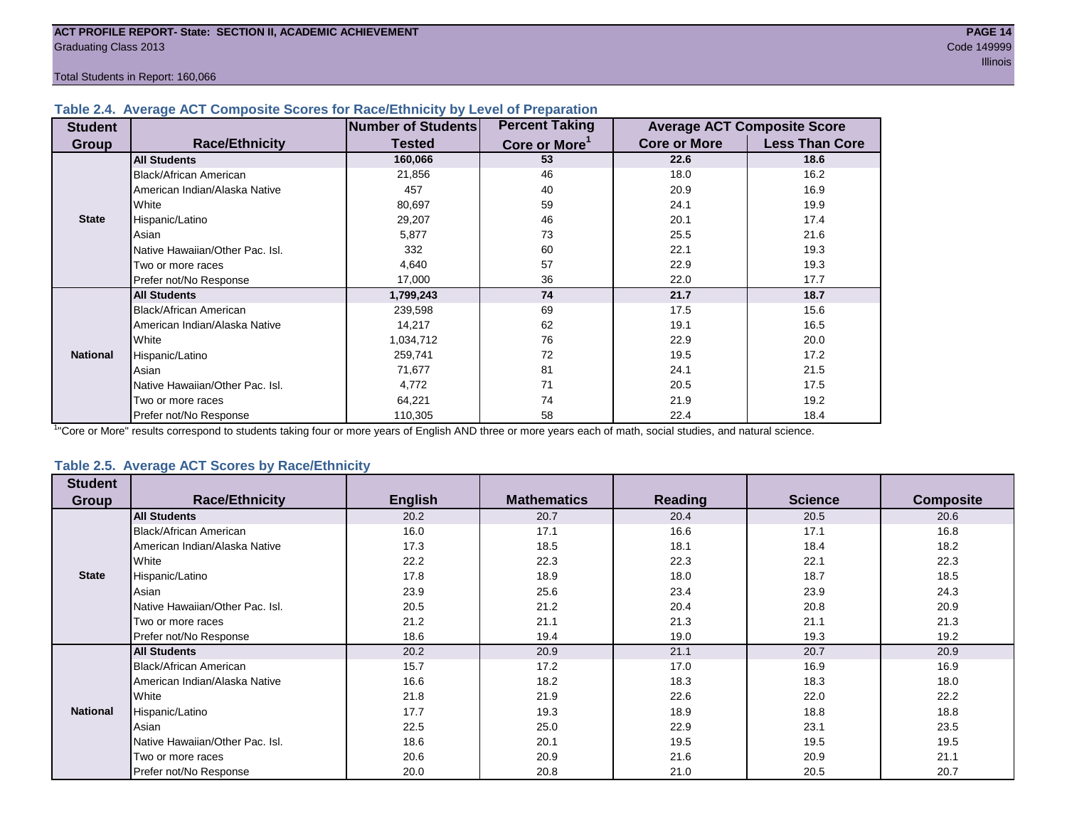**ACT PROFILE REPORT- State: SECTION II, ACADEMIC ACHIEVEMENT**
Graduating Class 2013
Code 149999
Illinois

Total Students in Report: 160,066

### Table 2.4. Average ACT Composite Scores for Race/Ethnicity by Level of Preparation

| Student Group | Race/Ethnicity | Number of Students Tested | Percent Taking Core or More[1] | Average ACT Composite Score | |
|---|---|---|---|---|---|
| | | | | Core or More | Less Than Core |
| State | **All Students** | **160,066** | **53** | **22.6** | **18.6** |
| | Black/African American | 21,856 | 46 | 18.0 | 16.2 |
| | American Indian/Alaska Native | 457 | 40 | 20.9 | 16.9 |
| | White | 80,697 | 59 | 24.1 | 19.9 |
| | Hispanic/Latino | 29,207 | 46 | 20.1 | 17.4 |
| | Asian | 5,877 | 73 | 25.5 | 21.6 |
| | Native Hawaiian/Other Pac. Isl. | 332 | 60 | 22.1 | 19.3 |
| | Two or more races | 4,640 | 57 | 22.9 | 19.3 |
| | Prefer not/No Response | 17,000 | 36 | 22.0 | 17.7 |
| National | **All Students** | **1,799,243** | **74** | **21.7** | **18.7** |
| | Black/African American | 239,598 | 69 | 17.5 | 15.6 |
| | American Indian/Alaska Native | 14,217 | 62 | 19.1 | 16.5 |
| | White | 1,034,712 | 76 | 22.9 | 20.0 |
| | Hispanic/Latino | 259,741 | 72 | 19.5 | 17.2 |
| | Asian | 71,677 | 81 | 24.1 | 21.5 |
| | Native Hawaiian/Other Pac. Isl. | 4,772 | 71 | 20.5 | 17.5 |
| | Two or more races | 64,221 | 74 | 21.9 | 19.2 |
| | Prefer not/No Response | 110,305 | 58 | 22.4 | 18.4 |

[1]"Core or More" results correspond to students taking four or more years of English AND three or more years each of math, social studies, and natural science.

### Table 2.5. Average ACT Scores by Race/Ethnicity

| Student Group | Race/Ethnicity | English | Mathematics | Reading | Science | Composite |
|---|---|---|---|---|---|---|
| State | **All Students** | 20.2 | 20.7 | 20.4 | 20.5 | 20.6 |
| | Black/African American | 16.0 | 17.1 | 16.6 | 17.1 | 16.8 |
| | American Indian/Alaska Native | 17.3 | 18.5 | 18.1 | 18.4 | 18.2 |
| | White | 22.2 | 22.3 | 22.3 | 22.1 | 22.3 |
| | Hispanic/Latino | 17.8 | 18.9 | 18.0 | 18.7 | 18.5 |
| | Asian | 23.9 | 25.6 | 23.4 | 23.9 | 24.3 |
| | Native Hawaiian/Other Pac. Isl. | 20.5 | 21.2 | 20.4 | 20.8 | 20.9 |
| | Two or more races | 21.2 | 21.1 | 21.3 | 21.1 | 21.3 |
| | Prefer not/No Response | 18.6 | 19.4 | 19.0 | 19.3 | 19.2 |
| National | **All Students** | 20.2 | 20.9 | 21.1 | 20.7 | 20.9 |
| | Black/African American | 15.7 | 17.2 | 17.0 | 16.9 | 16.9 |
| | American Indian/Alaska Native | 16.6 | 18.2 | 18.3 | 18.3 | 18.0 |
| | White | 21.8 | 21.9 | 22.6 | 22.0 | 22.2 |
| | Hispanic/Latino | 17.7 | 19.3 | 18.9 | 18.8 | 18.8 |
| | Asian | 22.5 | 25.0 | 22.9 | 23.1 | 23.5 |
| | Native Hawaiian/Other Pac. Isl. | 18.6 | 20.1 | 19.5 | 19.5 | 19.5 |
| | Two or more races | 20.6 | 20.9 | 21.6 | 20.9 | 21.1 |
| | Prefer not/No Response | 20.0 | 20.8 | 21.0 | 20.5 | 20.7 |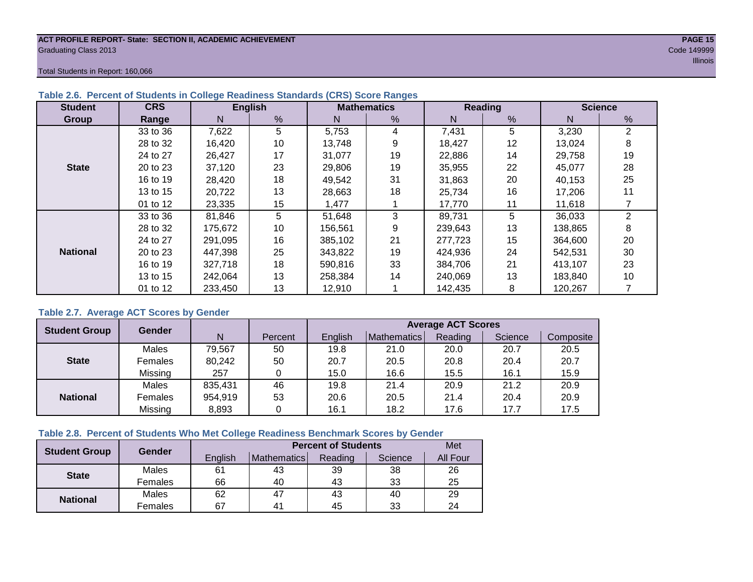ACT PROFILE REPORT- State: SECTION II, ACADEMIC ACHIEVEMENT
Graduating Class 2013
Code 149999
Illinois

Total Students in Report: 160,066

### Table 2.6. Percent of Students in College Readiness Standards (CRS) Score Ranges

| Student Group | CRS Range | English | | Mathematics | | Reading | | Science | |
|---|---|---|---|---|---|---|---|---|---|
| | | N | % | N | % | N | % | N | % |
| State | 33 to 36 | 7,622 | 5 | 5,753 | 4 | 7,431 | 5 | 3,230 | 2 |
| | 28 to 32 | 16,420 | 10 | 13,748 | 9 | 18,427 | 12 | 13,024 | 8 |
| | 24 to 27 | 26,427 | 17 | 31,077 | 19 | 22,886 | 14 | 29,758 | 19 |
| | 20 to 23 | 37,120 | 23 | 29,806 | 19 | 35,955 | 22 | 45,077 | 28 |
| | 16 to 19 | 28,420 | 18 | 49,542 | 31 | 31,863 | 20 | 40,153 | 25 |
| | 13 to 15 | 20,722 | 13 | 28,663 | 18 | 25,734 | 16 | 17,206 | 11 |
| | 01 to 12 | 23,335 | 15 | 1,477 | 1 | 17,770 | 11 | 11,618 | 7 |
| National | 33 to 36 | 81,846 | 5 | 51,648 | 3 | 89,731 | 5 | 36,033 | 2 |
| | 28 to 32 | 175,672 | 10 | 156,561 | 9 | 239,643 | 13 | 138,865 | 8 |
| | 24 to 27 | 291,095 | 16 | 385,102 | 21 | 277,723 | 15 | 364,600 | 20 |
| | 20 to 23 | 447,398 | 25 | 343,822 | 19 | 424,936 | 24 | 542,531 | 30 |
| | 16 to 19 | 327,718 | 18 | 590,816 | 33 | 384,706 | 21 | 413,107 | 23 |
| | 13 to 15 | 242,064 | 13 | 258,384 | 14 | 240,069 | 13 | 183,840 | 10 |
| | 01 to 12 | 233,450 | 13 | 12,910 | 1 | 142,435 | 8 | 120,267 | 7 |

### Table 2.7. Average ACT Scores by Gender

| Student Group | Gender | N | Percent | Average ACT Scores | | | | |
|---|---|---|---|---|---|---|---|---|
| | | | | English | Mathematics | Reading | Science | Composite |
| State | Males | 79,567 | 50 | 19.8 | 21.0 | 20.0 | 20.7 | 20.5 |
| | Females | 80,242 | 50 | 20.7 | 20.5 | 20.8 | 20.4 | 20.7 |
| | Missing | 257 | 0 | 15.0 | 16.6 | 15.5 | 16.1 | 15.9 |
| National | Males | 835,431 | 46 | 19.8 | 21.4 | 20.9 | 21.2 | 20.9 |
| | Females | 954,919 | 53 | 20.6 | 20.5 | 21.4 | 20.4 | 20.9 |
| | Missing | 8,893 | 0 | 16.1 | 18.2 | 17.6 | 17.7 | 17.5 |

### Table 2.8. Percent of Students Who Met College Readiness Benchmark Scores by Gender

| Student Group | Gender | Percent of Students | | | | Met |
|---|---|---|---|---|---|---|
| | | English | Mathematics | Reading | Science | All Four |
| State | Males | 61 | 43 | 39 | 38 | 26 |
| | Females | 66 | 40 | 43 | 33 | 25 |
| National | Males | 62 | 47 | 43 | 40 | 29 |
| | Females | 67 | 41 | 45 | 33 | 24 |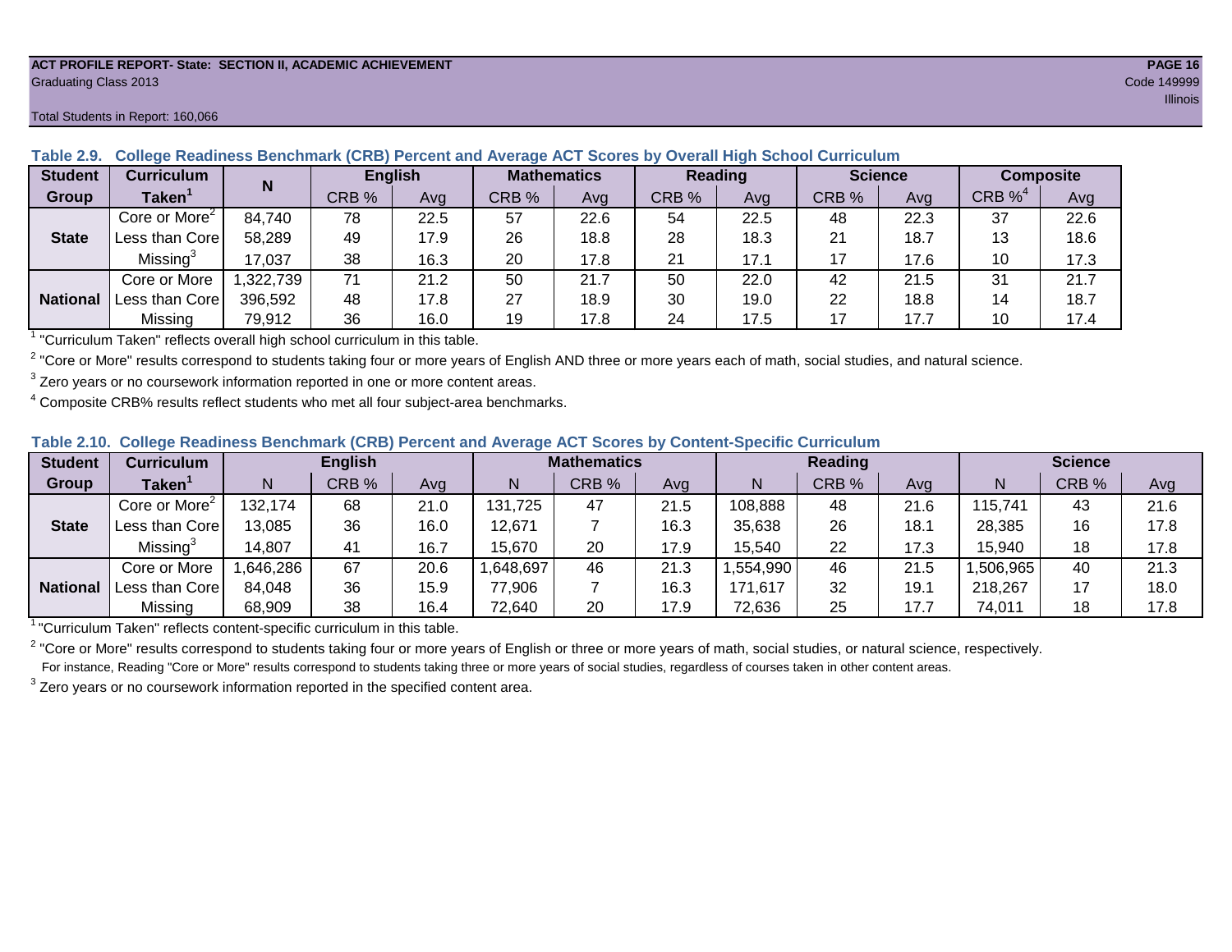ACT PROFILE REPORT- State: SECTION II, ACADEMIC ACHIEVEMENT

Graduating Class 2013

Code 149999

Illinois

Total Students in Report: 160,066

**Table 2.9. College Readiness Benchmark (CRB) Percent and Average ACT Scores by Overall High School Curriculum**

| Student Group | Curriculum Taken[1] | N | English | | Mathematics | | Reading | | Science | | Composite | |
|---|---|---|---|---|---|---|---|---|---|---|---|---|
| | | | CRB % | Avg | CRB % | Avg | CRB % | Avg | CRB % | Avg | CRB %[4] | Avg |
| State | Core or More[2] | 84,740 | 78 | 22.5 | 57 | 22.6 | 54 | 22.5 | 48 | 22.3 | 37 | 22.6 |
| | Less than Core | 58,289 | 49 | 17.9 | 26 | 18.8 | 28 | 18.3 | 21 | 18.7 | 13 | 18.6 |
| | Missing[3] | 17,037 | 38 | 16.3 | 20 | 17.8 | 21 | 17.1 | 17 | 17.6 | 10 | 17.3 |
| National | Core or More | 1,322,739 | 71 | 21.2 | 50 | 21.7 | 50 | 22.0 | 42 | 21.5 | 31 | 21.7 |
| | Less than Core | 396,592 | 48 | 17.8 | 27 | 18.9 | 30 | 19.0 | 22 | 18.8 | 14 | 18.7 |
| | Missing | 79,912 | 36 | 16.0 | 19 | 17.8 | 24 | 17.5 | 17 | 17.7 | 10 | 17.4 |

[1] "Curriculum Taken" reflects overall high school curriculum in this table.

[2] "Core or More" results correspond to students taking four or more years of English AND three or more years each of math, social studies, and natural science.

[3] Zero years or no coursework information reported in one or more content areas.

[4] Composite CRB% results reflect students who met all four subject-area benchmarks.

**Table 2.10. College Readiness Benchmark (CRB) Percent and Average ACT Scores by Content-Specific Curriculum**

| Student Group | Curriculum Taken[1] | English | | | Mathematics | | | Reading | | | Science | | |
|---|---|---|---|---|---|---|---|---|---|---|---|---|---|
| | | N | CRB % | Avg | N | CRB % | Avg | N | CRB % | Avg | N | CRB % | Avg |
| State | Core or More[2] | 132,174 | 68 | 21.0 | 131,725 | 47 | 21.5 | 108,888 | 48 | 21.6 | 115,741 | 43 | 21.6 |
| | Less than Core | 13,085 | 36 | 16.0 | 12,671 | 7 | 16.3 | 35,638 | 26 | 18.1 | 28,385 | 16 | 17.8 |
| | Missing[3] | 14,807 | 41 | 16.7 | 15,670 | 20 | 17.9 | 15,540 | 22 | 17.3 | 15,940 | 18 | 17.8 |
| National | Core or More | 1,646,286 | 67 | 20.6 | 1,648,697 | 46 | 21.3 | 1,554,990 | 46 | 21.5 | 1,506,965 | 40 | 21.3 |
| | Less than Core | 84,048 | 36 | 15.9 | 77,906 | 7 | 16.3 | 171,617 | 32 | 19.1 | 218,267 | 17 | 18.0 |
| | Missing | 68,909 | 38 | 16.4 | 72,640 | 20 | 17.9 | 72,636 | 25 | 17.7 | 74,011 | 18 | 17.8 |

[1] "Curriculum Taken" reflects content-specific curriculum in this table.

[2] "Core or More" results correspond to students taking four or more years of English or three or more years of math, social studies, or natural science, respectively. For instance, Reading "Core or More" results correspond to students taking three or more years of social studies, regardless of courses taken in other content areas.

[3] Zero years or no coursework information reported in the specified content area.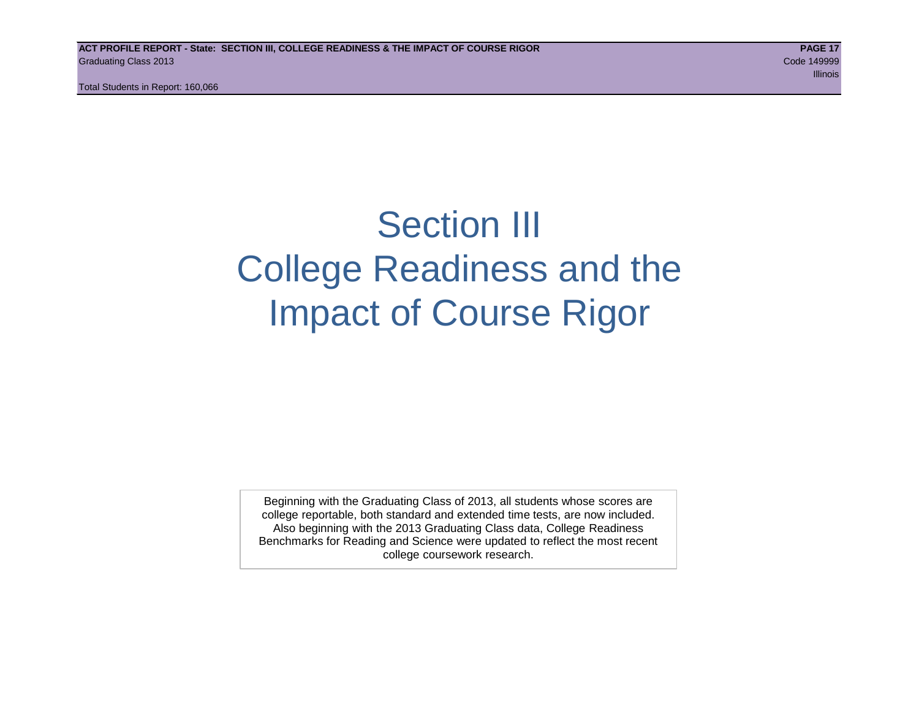# Section III College Readiness and the Impact of Course Rigor

Beginning with the Graduating Class of 2013, all students whose scores are college reportable, both standard and extended time tests, are now included. Also beginning with the 2013 Graduating Class data, College Readiness Benchmarks for Reading and Science were updated to reflect the most recent college coursework research.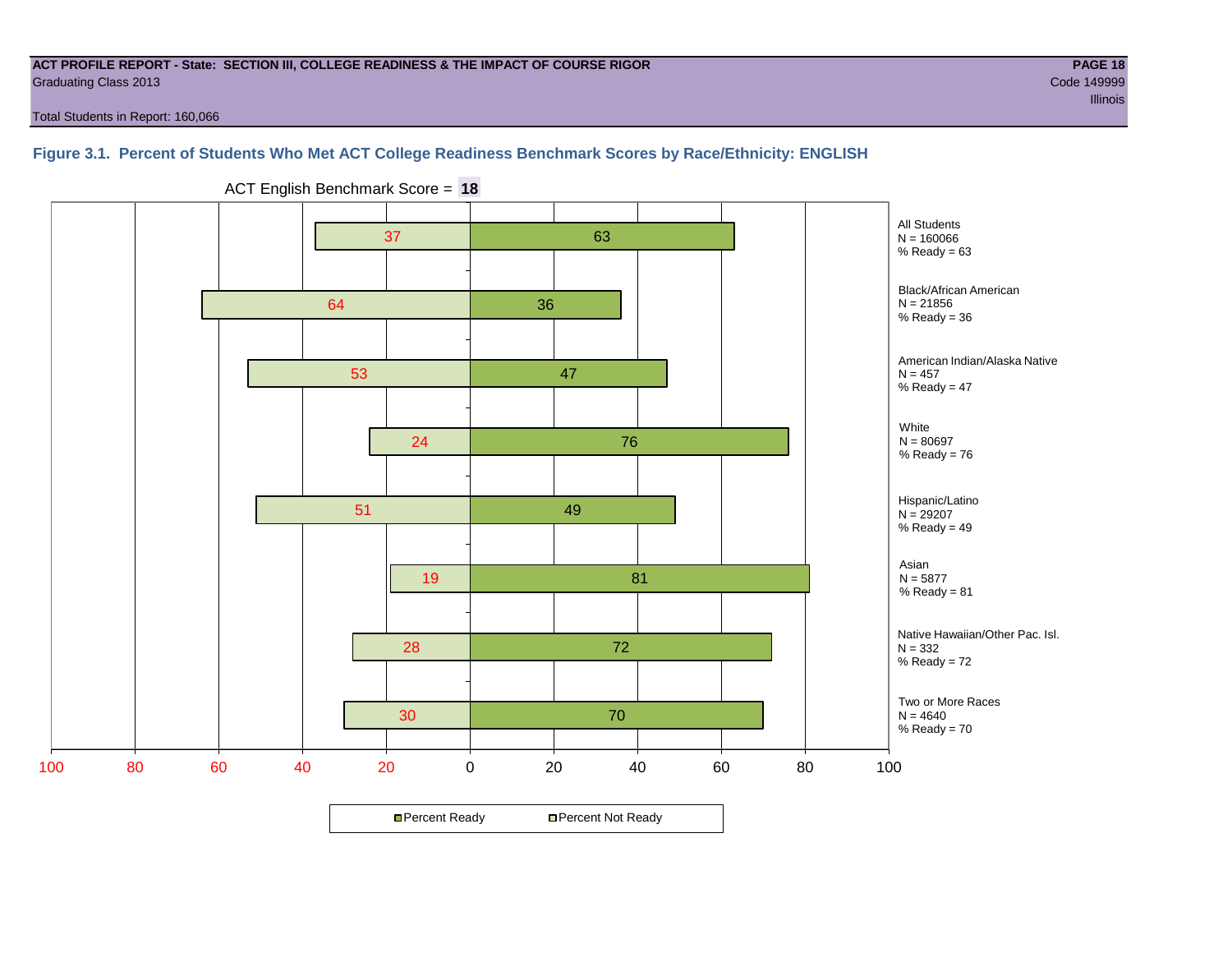**ACT PROFILE REPORT - State: SECTION III, COLLEGE READINESS & THE IMPACT OF COURSE RIGOR**
Graduating Class 2013
Code 149999
Illinois

Total Students in Report: 160,066

## Figure 3.1. Percent of Students Who Met ACT College Readiness Benchmark Scores by Race/Ethnicity: ENGLISH

ACT English Benchmark Score = **18**

| Group | N | Percent Not Ready | Percent Ready |
|---|---|---|---|
| All Students | 160066 | 37 | 63 |
| Black/African American | 21856 | 64 | 36 |
| American Indian/Alaska Native | 457 | 53 | 47 |
| White | 80697 | 24 | 76 |
| Hispanic/Latino | 29207 | 51 | 49 |
| Asian | 5877 | 19 | 81 |
| Native Hawaiian/Other Pac. Isl. | 332 | 28 | 72 |
| Two or More Races | 4640 | 30 | 70 |

Percent Ready ▫ Percent Not Ready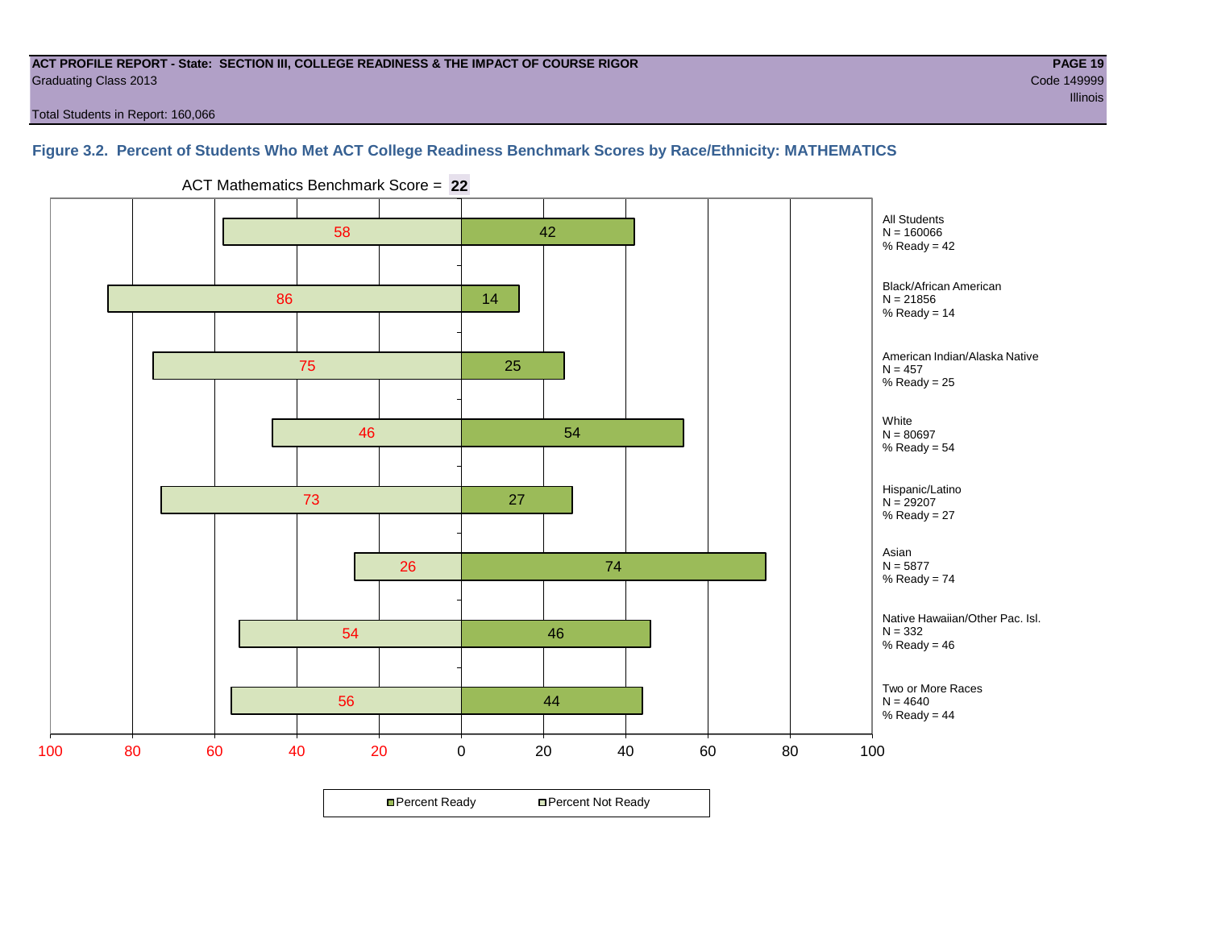**ACT PROFILE REPORT - State: SECTION III, COLLEGE READINESS & THE IMPACT OF COURSE RIGOR**
Graduating Class 2013
Code 149999
Illinois

Total Students in Report: 160,066

## Figure 3.2. Percent of Students Who Met ACT College Readiness Benchmark Scores by Race/Ethnicity: MATHEMATICS

ACT Mathematics Benchmark Score = **22**

| Group | N | Percent Not Ready | Percent Ready |
|---|---|---|---|
| All Students | 160066 | 58 | 42 |
| Black/African American | 21856 | 86 | 14 |
| American Indian/Alaska Native | 457 | 75 | 25 |
| White | 80697 | 46 | 54 |
| Hispanic/Latino | 29207 | 73 | 27 |
| Asian | 5877 | 26 | 74 |
| Native Hawaiian/Other Pac. Isl. | 332 | 54 | 46 |
| Two or More Races | 4640 | 56 | 44 |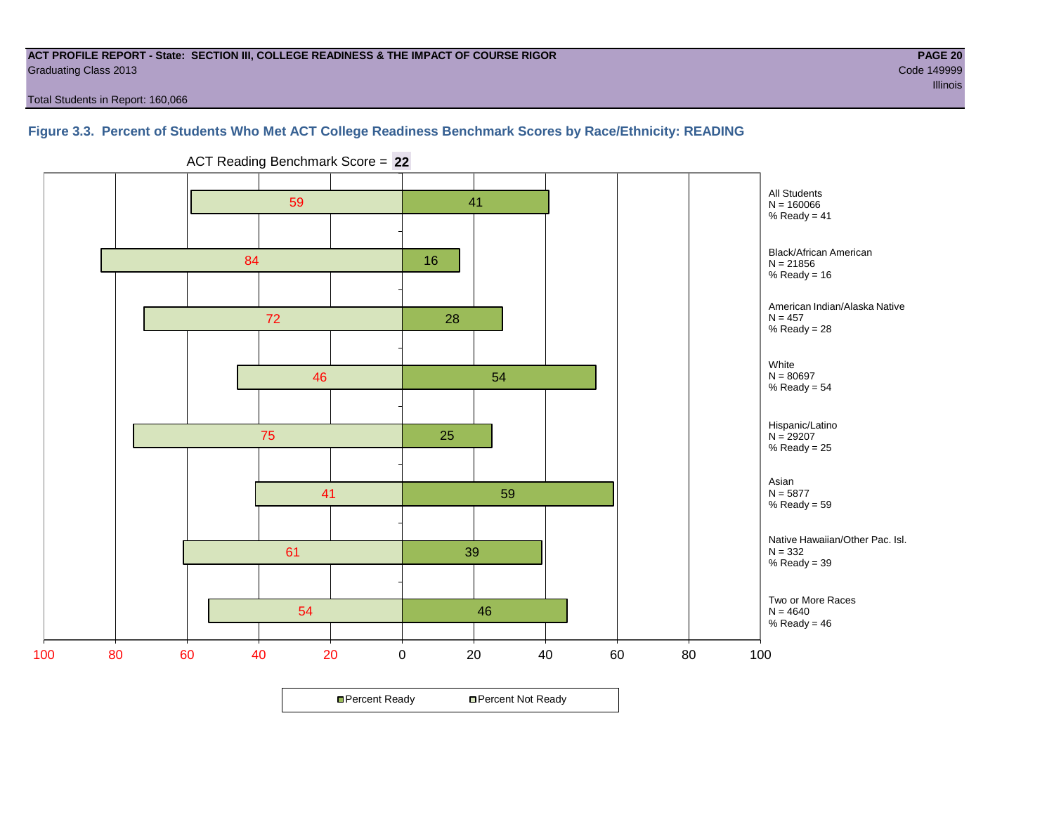**ACT PROFILE REPORT - State: SECTION III, COLLEGE READINESS & THE IMPACT OF COURSE RIGOR**
Graduating Class 2013
Code 149999
Illinois

Total Students in Report: 160,066

### Figure 3.3. Percent of Students Who Met ACT College Readiness Benchmark Scores by Race/Ethnicity: READING

ACT Reading Benchmark Score = **22**

| Group | N | Percent Not Ready | Percent Ready |
|---|---|---|---|
| All Students | 160066 | 59 | 41 |
| Black/African American | 21856 | 84 | 16 |
| American Indian/Alaska Native | 457 | 72 | 28 |
| White | 80697 | 46 | 54 |
| Hispanic/Latino | 29207 | 75 | 25 |
| Asian | 5877 | 41 | 59 |
| Native Hawaiian/Other Pac. Isl. | 332 | 61 | 39 |
| Two or More Races | 4640 | 54 | 46 |

Percent Ready | Percent Not Ready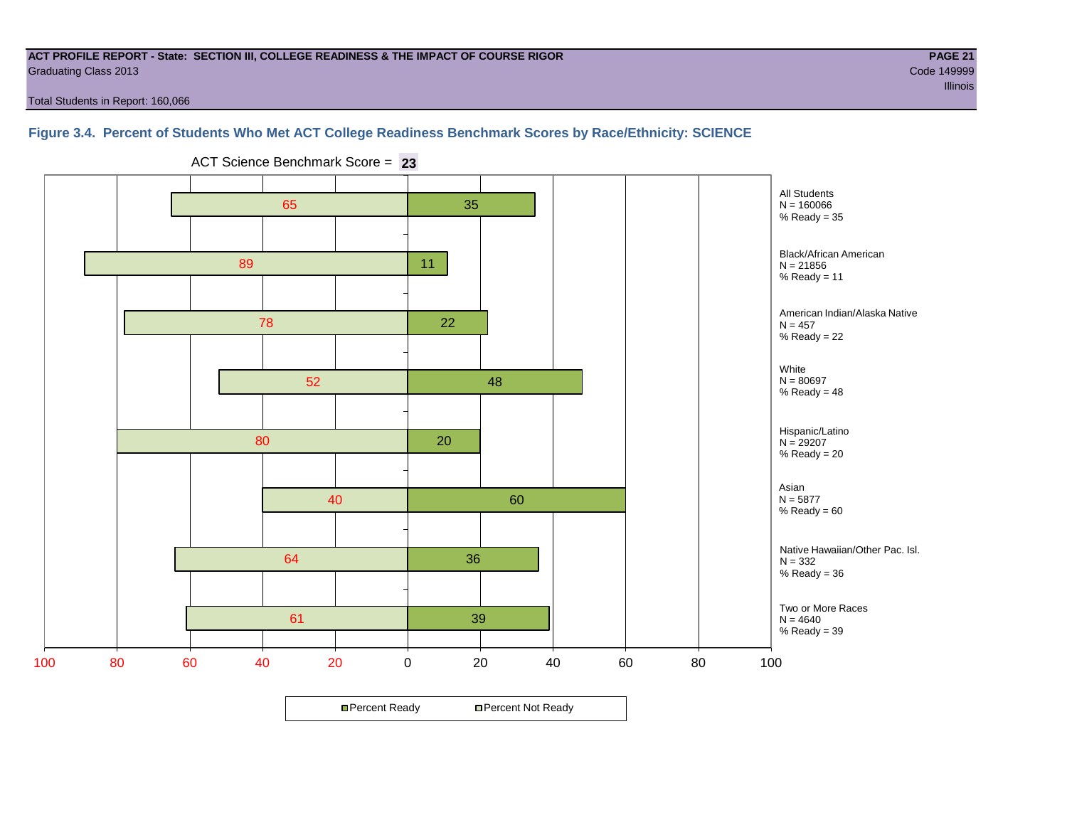**ACT PROFILE REPORT - State: SECTION III, COLLEGE READINESS & THE IMPACT OF COURSE RIGOR**
Graduating Class 2013
Code 149999
Illinois

Total Students in Report: 160,066

### Figure 3.4. Percent of Students Who Met ACT College Readiness Benchmark Scores by Race/Ethnicity: SCIENCE

ACT Science Benchmark Score = **23**

| Group | N | Percent Not Ready | Percent Ready |
|---|---|---|---|
| All Students | 160066 | 65 | 35 |
| Black/African American | 21856 | 89 | 11 |
| American Indian/Alaska Native | 457 | 78 | 22 |
| White | 80697 | 52 | 48 |
| Hispanic/Latino | 29207 | 80 | 20 |
| Asian | 5877 | 40 | 60 |
| Native Hawaiian/Other Pac. Isl. | 332 | 64 | 36 |
| Two or More Races | 4640 | 61 | 39 |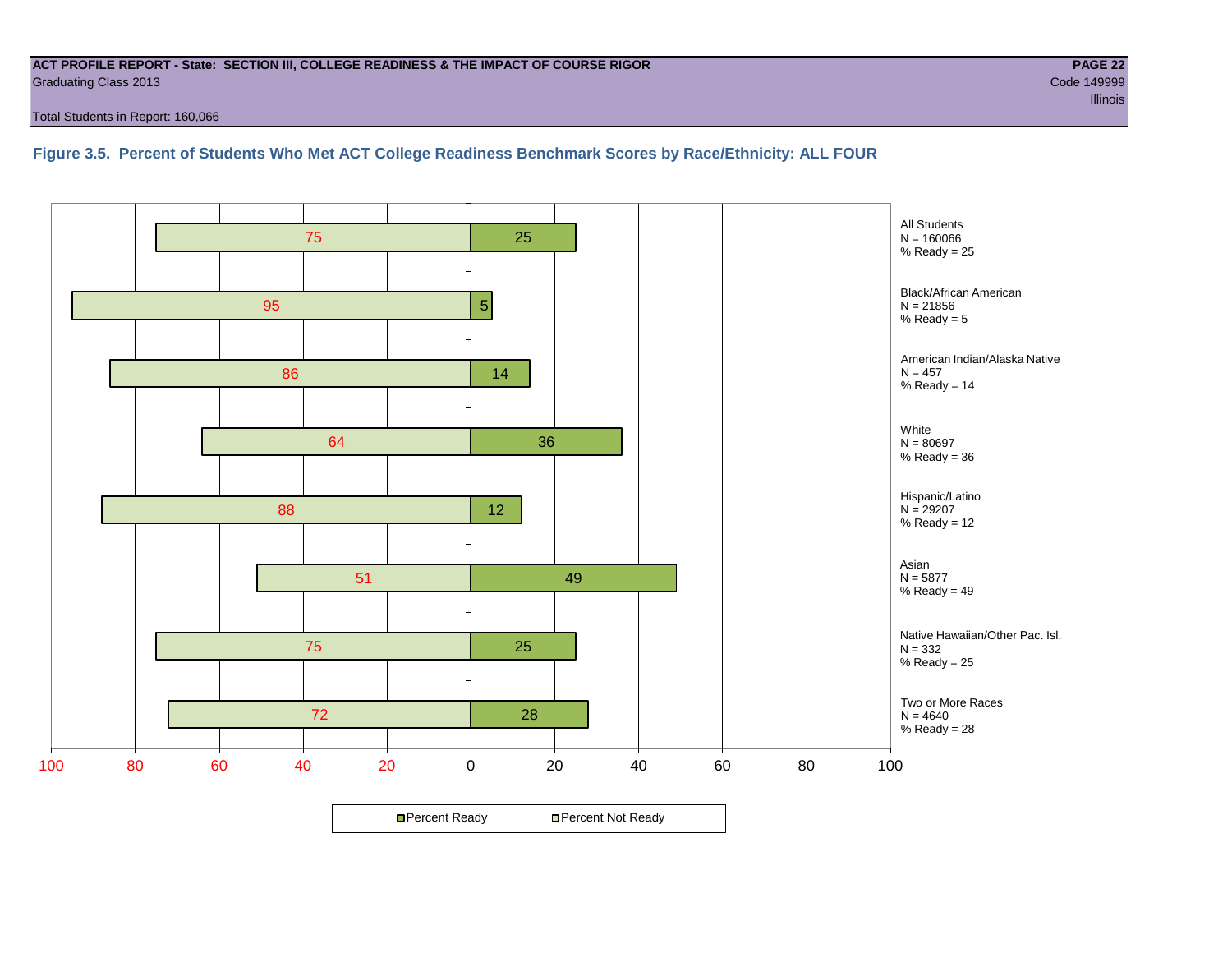**ACT PROFILE REPORT - State: SECTION III, COLLEGE READINESS & THE IMPACT OF COURSE RIGOR**
Graduating Class 2013
Code 149999
Illinois

Total Students in Report: 160,066

### Figure 3.5. Percent of Students Who Met ACT College Readiness Benchmark Scores by Race/Ethnicity: ALL FOUR

| Group | N | Percent Not Ready | Percent Ready |
|---|---|---|---|
| All Students | 160066 | 75 | 25 |
| Black/African American | 21856 | 95 | 5 |
| American Indian/Alaska Native | 457 | 86 | 14 |
| White | 80697 | 64 | 36 |
| Hispanic/Latino | 29207 | 88 | 12 |
| Asian | 5877 | 51 | 49 |
| Native Hawaiian/Other Pac. Isl. | 332 | 75 | 25 |
| Two or More Races | 4640 | 72 | 28 |

Percent Ready / Percent Not Ready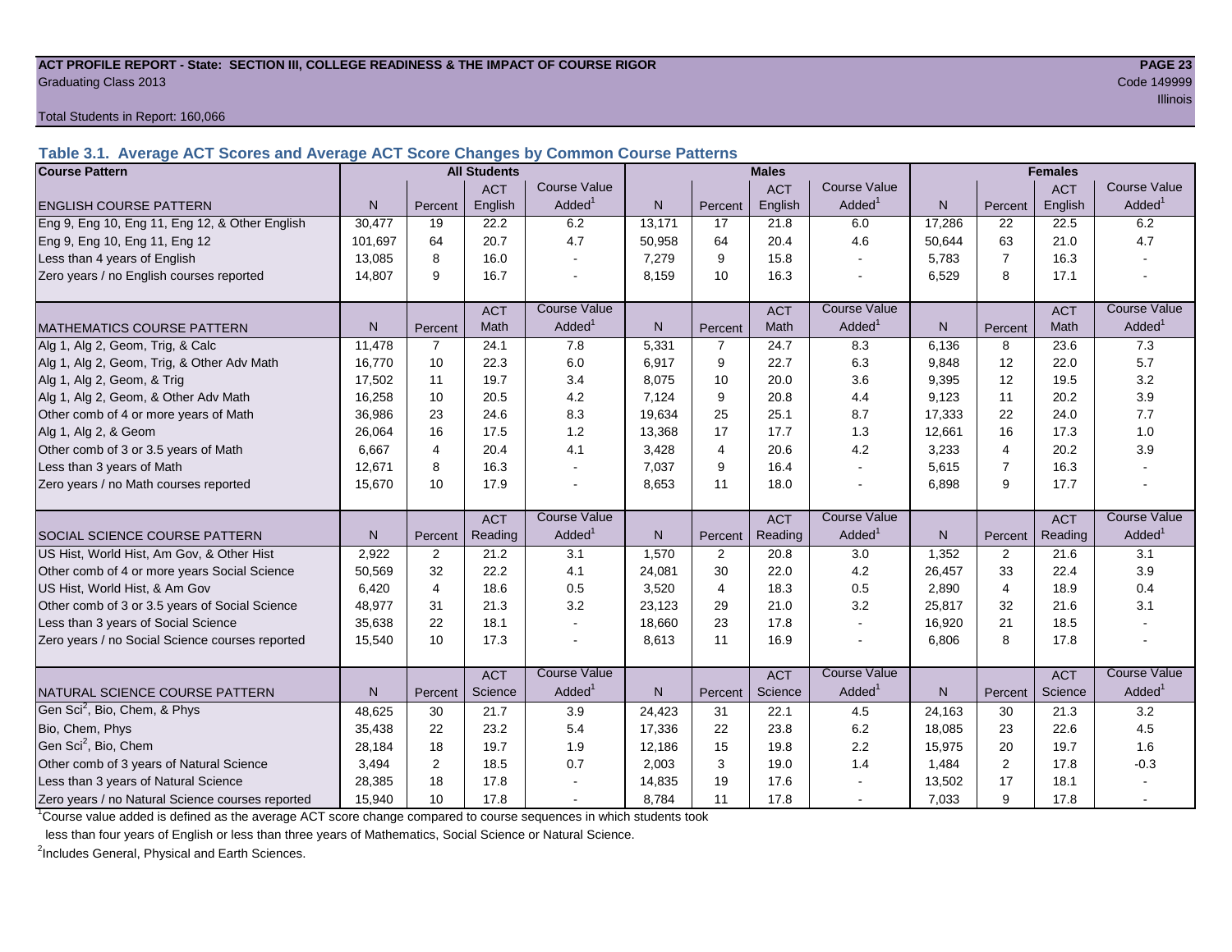**ACT PROFILE REPORT - State: SECTION III, COLLEGE READINESS & THE IMPACT OF COURSE RIGOR**
Graduating Class 2013

Code 149999
Illinois

Total Students in Report: 160,066

## Table 3.1. Average ACT Scores and Average ACT Score Changes by Common Course Patterns

| Course Pattern | All Students | | | | Males | | | | Females | | | |
|---|---|---|---|---|---|---|---|---|---|---|---|---|
| ENGLISH COURSE PATTERN | N | Percent | ACT English | Course Value Added[1] | N | Percent | ACT English | Course Value Added[1] | N | Percent | ACT English | Course Value Added[1] |
| Eng 9, Eng 10, Eng 11, Eng 12, & Other English | 30,477 | 19 | 22.2 | 6.2 | 13,171 | 17 | 21.8 | 6.0 | 17,286 | 22 | 22.5 | 6.2 |
| Eng 9, Eng 10, Eng 11, Eng 12 | 101,697 | 64 | 20.7 | 4.7 | 50,958 | 64 | 20.4 | 4.6 | 50,644 | 63 | 21.0 | 4.7 |
| Less than 4 years of English | 13,085 | 8 | 16.0 | - | 7,279 | 9 | 15.8 | - | 5,783 | 7 | 16.3 | - |
| Zero years / no English courses reported | 14,807 | 9 | 16.7 | - | 8,159 | 10 | 16.3 | - | 6,529 | 8 | 17.1 | - |
| MATHEMATICS COURSE PATTERN | N | Percent | ACT Math | Course Value Added[1] | N | Percent | ACT Math | Course Value Added[1] | N | Percent | ACT Math | Course Value Added[1] |
| Alg 1, Alg 2, Geom, Trig, & Calc | 11,478 | 7 | 24.1 | 7.8 | 5,331 | 7 | 24.7 | 8.3 | 6,136 | 8 | 23.6 | 7.3 |
| Alg 1, Alg 2, Geom, Trig, & Other Adv Math | 16,770 | 10 | 22.3 | 6.0 | 6,917 | 9 | 22.7 | 6.3 | 9,848 | 12 | 22.0 | 5.7 |
| Alg 1, Alg 2, Geom, & Trig | 17,502 | 11 | 19.7 | 3.4 | 8,075 | 10 | 20.0 | 3.6 | 9,395 | 12 | 19.5 | 3.2 |
| Alg 1, Alg 2, Geom, & Other Adv Math | 16,258 | 10 | 20.5 | 4.2 | 7,124 | 9 | 20.8 | 4.4 | 9,123 | 11 | 20.2 | 3.9 |
| Other comb of 4 or more years of Math | 36,986 | 23 | 24.6 | 8.3 | 19,634 | 25 | 25.1 | 8.7 | 17,333 | 22 | 24.0 | 7.7 |
| Alg 1, Alg 2, & Geom | 26,064 | 16 | 17.5 | 1.2 | 13,368 | 17 | 17.7 | 1.3 | 12,661 | 16 | 17.3 | 1.0 |
| Other comb of 3 or 3.5 years of Math | 6,667 | 4 | 20.4 | 4.1 | 3,428 | 4 | 20.6 | 4.2 | 3,233 | 4 | 20.2 | 3.9 |
| Less than 3 years of Math | 12,671 | 8 | 16.3 | - | 7,037 | 9 | 16.4 | - | 5,615 | 7 | 16.3 | - |
| Zero years / no Math courses reported | 15,670 | 10 | 17.9 | - | 8,653 | 11 | 18.0 | - | 6,898 | 9 | 17.7 | - |
| SOCIAL SCIENCE COURSE PATTERN | N | Percent | ACT Reading | Course Value Added[1] | N | Percent | ACT Reading | Course Value Added[1] | N | Percent | ACT Reading | Course Value Added[1] |
| US Hist, World Hist, Am Gov, & Other Hist | 2,922 | 2 | 21.2 | 3.1 | 1,570 | 2 | 20.8 | 3.0 | 1,352 | 2 | 21.6 | 3.1 |
| Other comb of 4 or more years Social Science | 50,569 | 32 | 22.2 | 4.1 | 24,081 | 30 | 22.0 | 4.2 | 26,457 | 33 | 22.4 | 3.9 |
| US Hist, World Hist, & Am Gov | 6,420 | 4 | 18.6 | 0.5 | 3,520 | 4 | 18.3 | 0.5 | 2,890 | 4 | 18.9 | 0.4 |
| Other comb of 3 or 3.5 years of Social Science | 48,977 | 31 | 21.3 | 3.2 | 23,123 | 29 | 21.0 | 3.2 | 25,817 | 32 | 21.6 | 3.1 |
| Less than 3 years of Social Science | 35,638 | 22 | 18.1 | - | 18,660 | 23 | 17.8 | - | 16,920 | 21 | 18.5 | - |
| Zero years / no Social Science courses reported | 15,540 | 10 | 17.3 | - | 8,613 | 11 | 16.9 | - | 6,806 | 8 | 17.8 | - |
| NATURAL SCIENCE COURSE PATTERN | N | Percent | ACT Science | Course Value Added[1] | N | Percent | ACT Science | Course Value Added[1] | N | Percent | ACT Science | Course Value Added[1] |
| Gen Sci[2], Bio, Chem, & Phys | 48,625 | 30 | 21.7 | 3.9 | 24,423 | 31 | 22.1 | 4.5 | 24,163 | 30 | 21.3 | 3.2 |
| Bio, Chem, Phys | 35,438 | 22 | 23.2 | 5.4 | 17,336 | 22 | 23.8 | 6.2 | 18,085 | 23 | 22.6 | 4.5 |
| Gen Sci[2], Bio, Chem | 28,184 | 18 | 19.7 | 1.9 | 12,186 | 15 | 19.8 | 2.2 | 15,975 | 20 | 19.7 | 1.6 |
| Other comb of 3 years of Natural Science | 3,494 | 2 | 18.5 | 0.7 | 2,003 | 3 | 19.0 | 1.4 | 1,484 | 2 | 17.8 | -0.3 |
| Less than 3 years of Natural Science | 28,385 | 18 | 17.8 | - | 14,835 | 19 | 17.6 | - | 13,502 | 17 | 18.1 | - |
| Zero years / no Natural Science courses reported | 15,940 | 10 | 17.8 | - | 8,784 | 11 | 17.8 | - | 7,033 | 9 | 17.8 | - |

[1]Course value added is defined as the average ACT score change compared to course sequences in which students took less than four years of English or less than three years of Mathematics, Social Science or Natural Science.

[2]Includes General, Physical and Earth Sciences.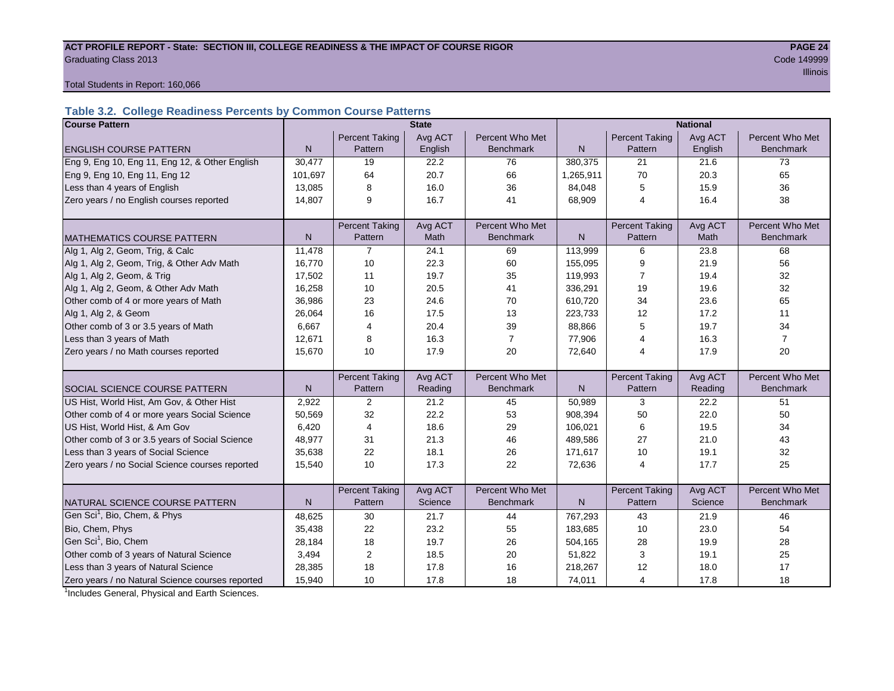**ACT PROFILE REPORT - State: SECTION III, COLLEGE READINESS & THE IMPACT OF COURSE RIGOR**
Graduating Class 2013
Code 149999
Illinois

Total Students in Report: 160,066

### Table 3.2. College Readiness Percents by Common Course Patterns

| Course Pattern | State | | | | National | | | |
|---|---|---|---|---|---|---|---|---|
| ENGLISH COURSE PATTERN | N | Percent Taking Pattern | Avg ACT English | Percent Who Met Benchmark | N | Percent Taking Pattern | Avg ACT English | Percent Who Met Benchmark |
| Eng 9, Eng 10, Eng 11, Eng 12, & Other English | 30,477 | 19 | 22.2 | 76 | 380,375 | 21 | 21.6 | 73 |
| Eng 9, Eng 10, Eng 11, Eng 12 | 101,697 | 64 | 20.7 | 66 | 1,265,911 | 70 | 20.3 | 65 |
| Less than 4 years of English | 13,085 | 8 | 16.0 | 36 | 84,048 | 5 | 15.9 | 36 |
| Zero years / no English courses reported | 14,807 | 9 | 16.7 | 41 | 68,909 | 4 | 16.4 | 38 |
| MATHEMATICS COURSE PATTERN | N | Percent Taking Pattern | Avg ACT Math | Percent Who Met Benchmark | N | Percent Taking Pattern | Avg ACT Math | Percent Who Met Benchmark |
| Alg 1, Alg 2, Geom, Trig, & Calc | 11,478 | 7 | 24.1 | 69 | 113,999 | 6 | 23.8 | 68 |
| Alg 1, Alg 2, Geom, Trig, & Other Adv Math | 16,770 | 10 | 22.3 | 60 | 155,095 | 9 | 21.9 | 56 |
| Alg 1, Alg 2, Geom, & Trig | 17,502 | 11 | 19.7 | 35 | 119,993 | 7 | 19.4 | 32 |
| Alg 1, Alg 2, Geom, & Other Adv Math | 16,258 | 10 | 20.5 | 41 | 336,291 | 19 | 19.6 | 32 |
| Other comb of 4 or more years of Math | 36,986 | 23 | 24.6 | 70 | 610,720 | 34 | 23.6 | 65 |
| Alg 1, Alg 2, & Geom | 26,064 | 16 | 17.5 | 13 | 223,733 | 12 | 17.2 | 11 |
| Other comb of 3 or 3.5 years of Math | 6,667 | 4 | 20.4 | 39 | 88,866 | 5 | 19.7 | 34 |
| Less than 3 years of Math | 12,671 | 8 | 16.3 | 7 | 77,906 | 4 | 16.3 | 7 |
| Zero years / no Math courses reported | 15,670 | 10 | 17.9 | 20 | 72,640 | 4 | 17.9 | 20 |
| SOCIAL SCIENCE COURSE PATTERN | N | Percent Taking Pattern | Avg ACT Reading | Percent Who Met Benchmark | N | Percent Taking Pattern | Avg ACT Reading | Percent Who Met Benchmark |
| US Hist, World Hist, Am Gov, & Other Hist | 2,922 | 2 | 21.2 | 45 | 50,989 | 3 | 22.2 | 51 |
| Other comb of 4 or more years Social Science | 50,569 | 32 | 22.2 | 53 | 908,394 | 50 | 22.0 | 50 |
| US Hist, World Hist, & Am Gov | 6,420 | 4 | 18.6 | 29 | 106,021 | 6 | 19.5 | 34 |
| Other comb of 3 or 3.5 years of Social Science | 48,977 | 31 | 21.3 | 46 | 489,586 | 27 | 21.0 | 43 |
| Less than 3 years of Social Science | 35,638 | 22 | 18.1 | 26 | 171,617 | 10 | 19.1 | 32 |
| Zero years / no Social Science courses reported | 15,540 | 10 | 17.3 | 22 | 72,636 | 4 | 17.7 | 25 |
| NATURAL SCIENCE COURSE PATTERN | N | Percent Taking Pattern | Avg ACT Science | Percent Who Met Benchmark | N | Percent Taking Pattern | Avg ACT Science | Percent Who Met Benchmark |
| Gen Sci[1], Bio, Chem, & Phys | 48,625 | 30 | 21.7 | 44 | 767,293 | 43 | 21.9 | 46 |
| Bio, Chem, Phys | 35,438 | 22 | 23.2 | 55 | 183,685 | 10 | 23.0 | 54 |
| Gen Sci[1], Bio, Chem | 28,184 | 18 | 19.7 | 26 | 504,165 | 28 | 19.9 | 28 |
| Other comb of 3 years of Natural Science | 3,494 | 2 | 18.5 | 20 | 51,822 | 3 | 19.1 | 25 |
| Less than 3 years of Natural Science | 28,385 | 18 | 17.8 | 16 | 218,267 | 12 | 18.0 | 17 |
| Zero years / no Natural Science courses reported | 15,940 | 10 | 17.8 | 18 | 74,011 | 4 | 17.8 | 18 |

[1]Includes General, Physical and Earth Sciences.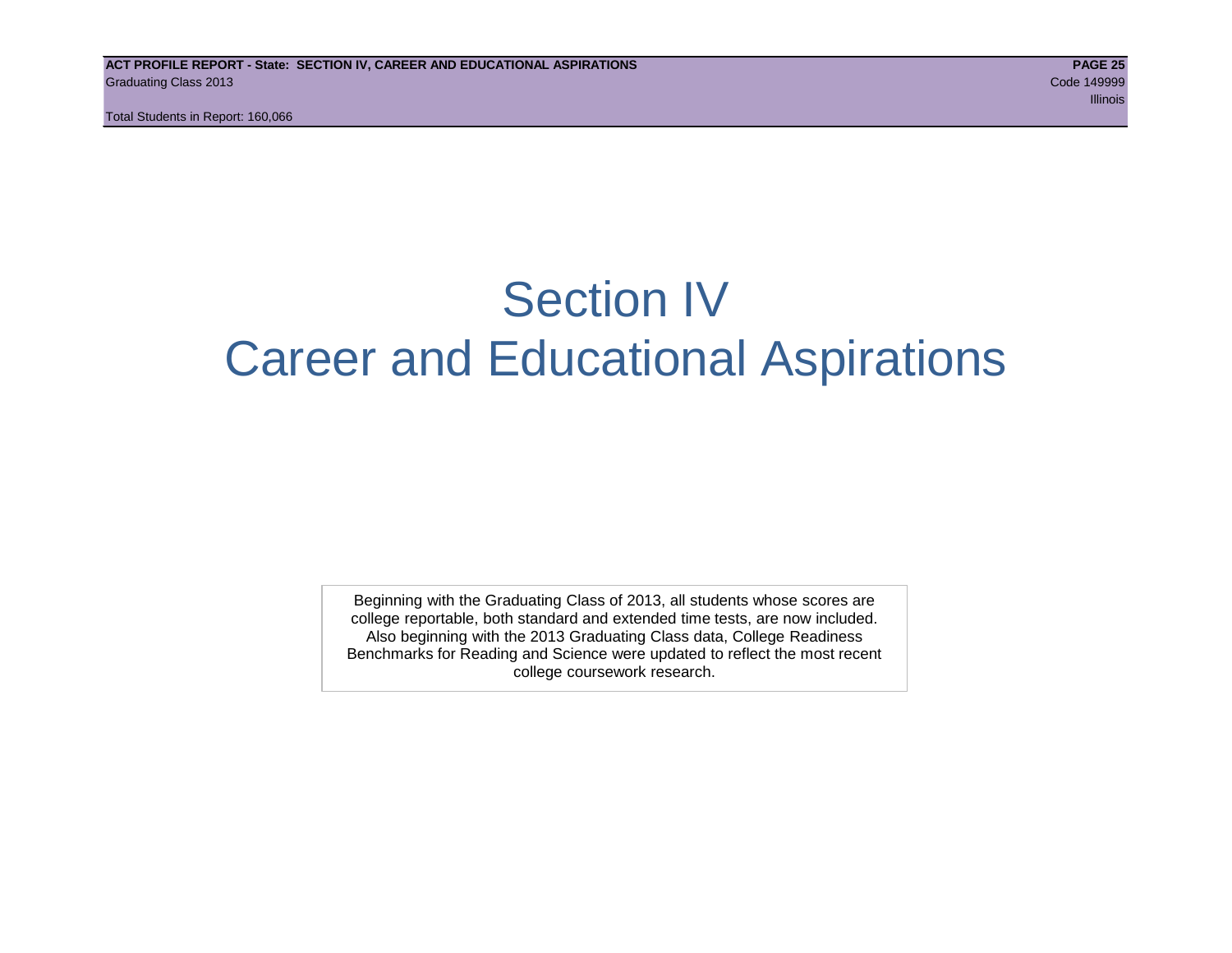# Section IV
# Career and Educational Aspirations

Beginning with the Graduating Class of 2013, all students whose scores are college reportable, both standard and extended time tests, are now included. Also beginning with the 2013 Graduating Class data, College Readiness Benchmarks for Reading and Science were updated to reflect the most recent college coursework research.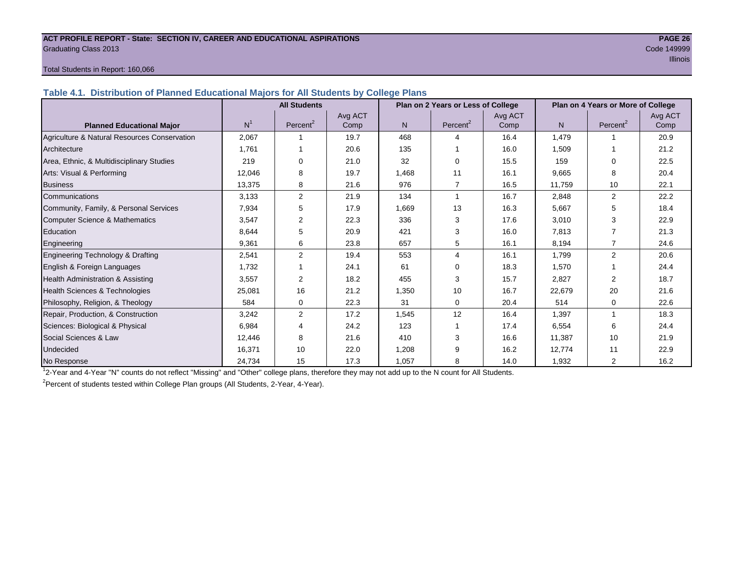Table 4.1. Distribution of Planned Educational Majors for All Students by College Plans

| Planned Educational Major | All Students | | | Plan on 2 Years or Less of College | | | Plan on 4 Years or More of College | | |
|---|---|---|---|---|---|---|---|---|---|
| | N[1] | Percent[2] | Avg ACT Comp | N | Percent[2] | Avg ACT Comp | N | Percent[2] | Avg ACT Comp |
| Agriculture & Natural Resources Conservation | 2,067 | 1 | 19.7 | 468 | 4 | 16.4 | 1,479 | 1 | 20.9 |
| Architecture | 1,761 | 1 | 20.6 | 135 | 1 | 16.0 | 1,509 | 1 | 21.2 |
| Area, Ethnic, & Multidisciplinary Studies | 219 | 0 | 21.0 | 32 | 0 | 15.5 | 159 | 0 | 22.5 |
| Arts: Visual & Performing | 12,046 | 8 | 19.7 | 1,468 | 11 | 16.1 | 9,665 | 8 | 20.4 |
| Business | 13,375 | 8 | 21.6 | 976 | 7 | 16.5 | 11,759 | 10 | 22.1 |
| Communications | 3,133 | 2 | 21.9 | 134 | 1 | 16.7 | 2,848 | 2 | 22.2 |
| Community, Family, & Personal Services | 7,934 | 5 | 17.9 | 1,669 | 13 | 16.3 | 5,667 | 5 | 18.4 |
| Computer Science & Mathematics | 3,547 | 2 | 22.3 | 336 | 3 | 17.6 | 3,010 | 3 | 22.9 |
| Education | 8,644 | 5 | 20.9 | 421 | 3 | 16.0 | 7,813 | 7 | 21.3 |
| Engineering | 9,361 | 6 | 23.8 | 657 | 5 | 16.1 | 8,194 | 7 | 24.6 |
| Engineering Technology & Drafting | 2,541 | 2 | 19.4 | 553 | 4 | 16.1 | 1,799 | 2 | 20.6 |
| English & Foreign Languages | 1,732 | 1 | 24.1 | 61 | 0 | 18.3 | 1,570 | 1 | 24.4 |
| Health Administration & Assisting | 3,557 | 2 | 18.2 | 455 | 3 | 15.7 | 2,827 | 2 | 18.7 |
| Health Sciences & Technologies | 25,081 | 16 | 21.2 | 1,350 | 10 | 16.7 | 22,679 | 20 | 21.6 |
| Philosophy, Religion, & Theology | 584 | 0 | 22.3 | 31 | 0 | 20.4 | 514 | 0 | 22.6 |
| Repair, Production, & Construction | 3,242 | 2 | 17.2 | 1,545 | 12 | 16.4 | 1,397 | 1 | 18.3 |
| Sciences: Biological & Physical | 6,984 | 4 | 24.2 | 123 | 1 | 17.4 | 6,554 | 6 | 24.4 |
| Social Sciences & Law | 12,446 | 8 | 21.6 | 410 | 3 | 16.6 | 11,387 | 10 | 21.9 |
| Undecided | 16,371 | 10 | 22.0 | 1,208 | 9 | 16.2 | 12,774 | 11 | 22.9 |
| No Response | 24,734 | 15 | 17.3 | 1,057 | 8 | 14.0 | 1,932 | 2 | 16.2 |

[1] 2-Year and 4-Year "N" counts do not reflect "Missing" and "Other" college plans, therefore they may not add up to the N count for All Students.

[2] Percent of students tested within College Plan groups (All Students, 2-Year, 4-Year).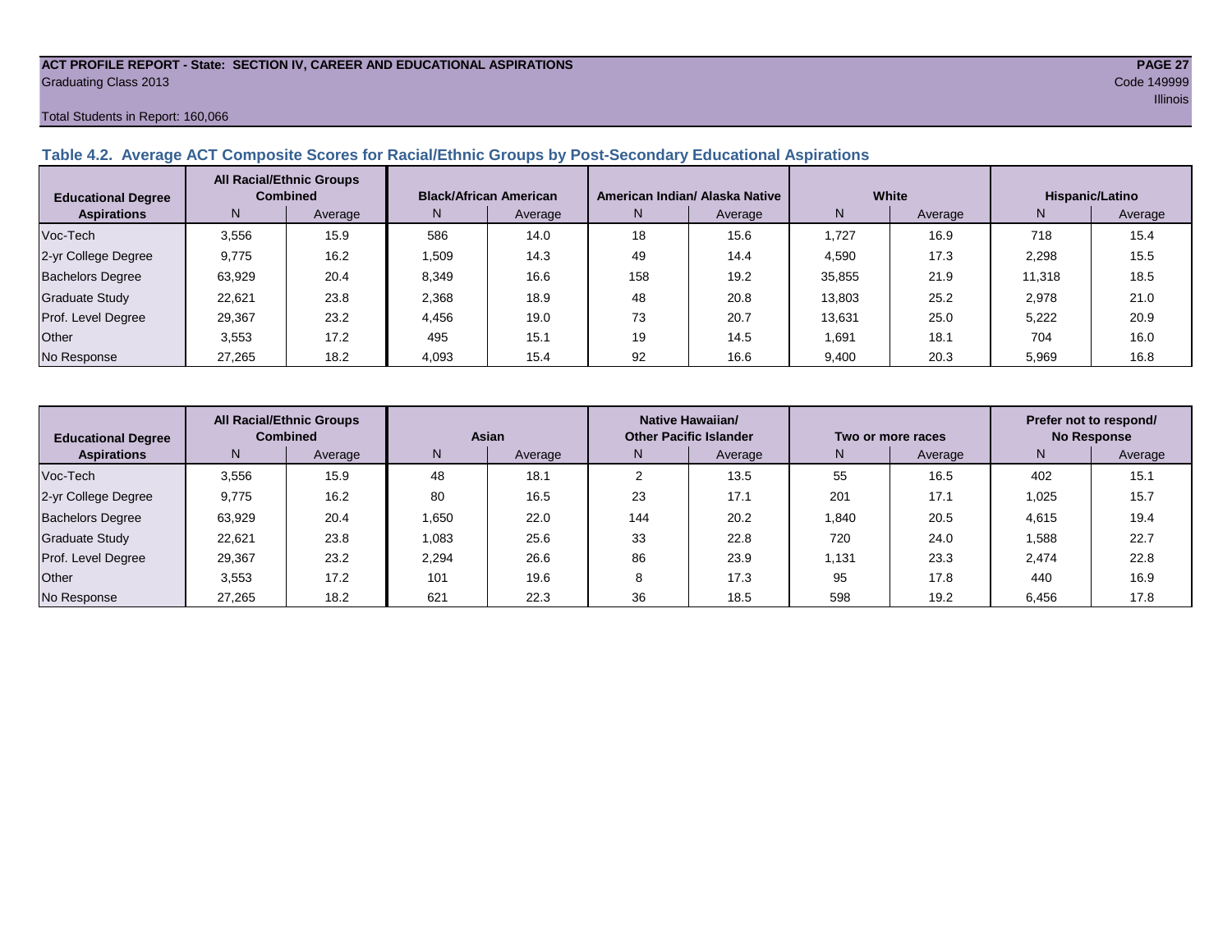**ACT PROFILE REPORT - State: SECTION IV, CAREER AND EDUCATIONAL ASPIRATIONS**
Graduating Class 2013
Code 149999
Illinois

Total Students in Report: 160,066

### Table 4.2. Average ACT Composite Scores for Racial/Ethnic Groups by Post-Secondary Educational Aspirations

| Educational Degree Aspirations | All Racial/Ethnic Groups Combined | | Black/African American | | American Indian/ Alaska Native | | White | | Hispanic/Latino | |
|---|---|---|---|---|---|---|---|---|---|---|
| | N | Average | N | Average | N | Average | N | Average | N | Average |
| Voc-Tech | 3,556 | 15.9 | 586 | 14.0 | 18 | 15.6 | 1,727 | 16.9 | 718 | 15.4 |
| 2-yr College Degree | 9,775 | 16.2 | 1,509 | 14.3 | 49 | 14.4 | 4,590 | 17.3 | 2,298 | 15.5 |
| Bachelors Degree | 63,929 | 20.4 | 8,349 | 16.6 | 158 | 19.2 | 35,855 | 21.9 | 11,318 | 18.5 |
| Graduate Study | 22,621 | 23.8 | 2,368 | 18.9 | 48 | 20.8 | 13,803 | 25.2 | 2,978 | 21.0 |
| Prof. Level Degree | 29,367 | 23.2 | 4,456 | 19.0 | 73 | 20.7 | 13,631 | 25.0 | 5,222 | 20.9 |
| Other | 3,553 | 17.2 | 495 | 15.1 | 19 | 14.5 | 1,691 | 18.1 | 704 | 16.0 |
| No Response | 27,265 | 18.2 | 4,093 | 15.4 | 92 | 16.6 | 9,400 | 20.3 | 5,969 | 16.8 |

| Educational Degree Aspirations | All Racial/Ethnic Groups Combined | | Asian | | Native Hawaiian/ Other Pacific Islander | | Two or more races | | Prefer not to respond/ No Response | |
|---|---|---|---|---|---|---|---|---|---|---|
| | N | Average | N | Average | N | Average | N | Average | N | Average |
| Voc-Tech | 3,556 | 15.9 | 48 | 18.1 | 2 | 13.5 | 55 | 16.5 | 402 | 15.1 |
| 2-yr College Degree | 9,775 | 16.2 | 80 | 16.5 | 23 | 17.1 | 201 | 17.1 | 1,025 | 15.7 |
| Bachelors Degree | 63,929 | 20.4 | 1,650 | 22.0 | 144 | 20.2 | 1,840 | 20.5 | 4,615 | 19.4 |
| Graduate Study | 22,621 | 23.8 | 1,083 | 25.6 | 33 | 22.8 | 720 | 24.0 | 1,588 | 22.7 |
| Prof. Level Degree | 29,367 | 23.2 | 2,294 | 26.6 | 86 | 23.9 | 1,131 | 23.3 | 2,474 | 22.8 |
| Other | 3,553 | 17.2 | 101 | 19.6 | 8 | 17.3 | 95 | 17.8 | 440 | 16.9 |
| No Response | 27,265 | 18.2 | 621 | 22.3 | 36 | 18.5 | 598 | 19.2 | 6,456 | 17.8 |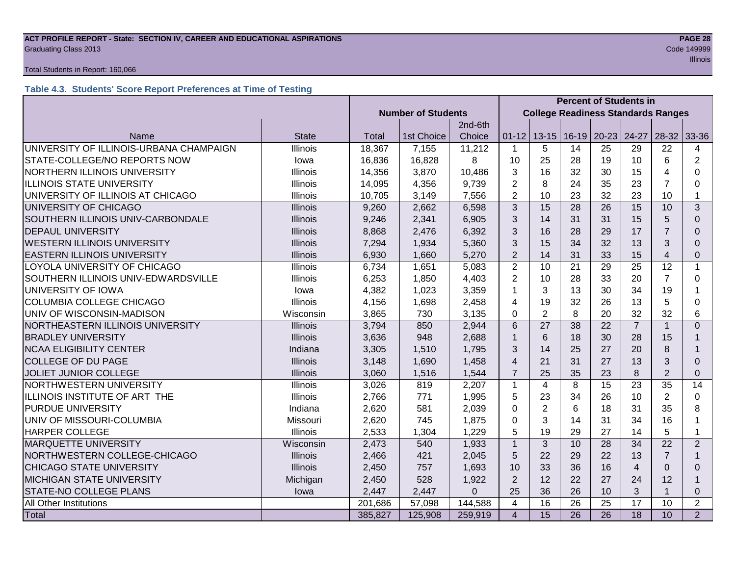# ACT PROFILE REPORT - State: SECTION IV, CAREER AND EDUCATIONAL ASPIRATIONS

Graduating Class 2013

Code 149999

Illinois

Total Students in Report: 160,066

### Table 4.3. Students' Score Report Preferences at Time of Testing

| | | Number of Students | | | Percent of Students in College Readiness Standards Ranges | | | | | | |
|---|---|---|---|---|---|---|---|---|---|---|---|
| Name | State | Total | 1st Choice | 2nd-6th Choice | 01-12 | 13-15 | 16-19 | 20-23 | 24-27 | 28-32 | 33-36 |
| UNIVERSITY OF ILLINOIS-URBANA CHAMPAIGN | Illinois | 18,367 | 7,155 | 11,212 | 1 | 5 | 14 | 25 | 29 | 22 | 4 |
| STATE-COLLEGE/NO REPORTS NOW | Iowa | 16,836 | 16,828 | 8 | 10 | 25 | 28 | 19 | 10 | 6 | 2 |
| NORTHERN ILLINOIS UNIVERSITY | Illinois | 14,356 | 3,870 | 10,486 | 3 | 16 | 32 | 30 | 15 | 4 | 0 |
| ILLINOIS STATE UNIVERSITY | Illinois | 14,095 | 4,356 | 9,739 | 2 | 8 | 24 | 35 | 23 | 7 | 0 |
| UNIVERSITY OF ILLINOIS AT CHICAGO | Illinois | 10,705 | 3,149 | 7,556 | 2 | 10 | 23 | 32 | 23 | 10 | 1 |
| UNIVERSITY OF CHICAGO | Illinois | 9,260 | 2,662 | 6,598 | 3 | 15 | 28 | 26 | 15 | 10 | 3 |
| SOUTHERN ILLINOIS UNIV-CARBONDALE | Illinois | 9,246 | 2,341 | 6,905 | 3 | 14 | 31 | 31 | 15 | 5 | 0 |
| DEPAUL UNIVERSITY | Illinois | 8,868 | 2,476 | 6,392 | 3 | 16 | 28 | 29 | 17 | 7 | 0 |
| WESTERN ILLINOIS UNIVERSITY | Illinois | 7,294 | 1,934 | 5,360 | 3 | 15 | 34 | 32 | 13 | 3 | 0 |
| EASTERN ILLINOIS UNIVERSITY | Illinois | 6,930 | 1,660 | 5,270 | 2 | 14 | 31 | 33 | 15 | 4 | 0 |
| LOYOLA UNIVERSITY OF CHICAGO | Illinois | 6,734 | 1,651 | 5,083 | 2 | 10 | 21 | 29 | 25 | 12 | 1 |
| SOUTHERN ILLINOIS UNIV-EDWARDSVILLE | Illinois | 6,253 | 1,850 | 4,403 | 2 | 10 | 28 | 33 | 20 | 7 | 0 |
| UNIVERSITY OF IOWA | Iowa | 4,382 | 1,023 | 3,359 | 1 | 3 | 13 | 30 | 34 | 19 | 1 |
| COLUMBIA COLLEGE CHICAGO | Illinois | 4,156 | 1,698 | 2,458 | 4 | 19 | 32 | 26 | 13 | 5 | 0 |
| UNIV OF WISCONSIN-MADISON | Wisconsin | 3,865 | 730 | 3,135 | 0 | 2 | 8 | 20 | 32 | 32 | 6 |
| NORTHEASTERN ILLINOIS UNIVERSITY | Illinois | 3,794 | 850 | 2,944 | 6 | 27 | 38 | 22 | 7 | 1 | 0 |
| BRADLEY UNIVERSITY | Illinois | 3,636 | 948 | 2,688 | 1 | 6 | 18 | 30 | 28 | 15 | 1 |
| NCAA ELIGIBILITY CENTER | Indiana | 3,305 | 1,510 | 1,795 | 3 | 14 | 25 | 27 | 20 | 8 | 1 |
| COLLEGE OF DU PAGE | Illinois | 3,148 | 1,690 | 1,458 | 4 | 21 | 31 | 27 | 13 | 3 | 0 |
| JOLIET JUNIOR COLLEGE | Illinois | 3,060 | 1,516 | 1,544 | 7 | 25 | 35 | 23 | 8 | 2 | 0 |
| NORTHWESTERN UNIVERSITY | Illinois | 3,026 | 819 | 2,207 | 1 | 4 | 8 | 15 | 23 | 35 | 14 |
| ILLINOIS INSTITUTE OF ART THE | Illinois | 2,766 | 771 | 1,995 | 5 | 23 | 34 | 26 | 10 | 2 | 0 |
| PURDUE UNIVERSITY | Indiana | 2,620 | 581 | 2,039 | 0 | 2 | 6 | 18 | 31 | 35 | 8 |
| UNIV OF MISSOURI-COLUMBIA | Missouri | 2,620 | 745 | 1,875 | 0 | 3 | 14 | 31 | 34 | 16 | 1 |
| HARPER COLLEGE | Illinois | 2,533 | 1,304 | 1,229 | 5 | 19 | 29 | 27 | 14 | 5 | 1 |
| MARQUETTE UNIVERSITY | Wisconsin | 2,473 | 540 | 1,933 | 1 | 3 | 10 | 28 | 34 | 22 | 2 |
| NORTHWESTERN COLLEGE-CHICAGO | Illinois | 2,466 | 421 | 2,045 | 5 | 22 | 29 | 22 | 13 | 7 | 1 |
| CHICAGO STATE UNIVERSITY | Illinois | 2,450 | 757 | 1,693 | 10 | 33 | 36 | 16 | 4 | 0 | 0 |
| MICHIGAN STATE UNIVERSITY | Michigan | 2,450 | 528 | 1,922 | 2 | 12 | 22 | 27 | 24 | 12 | 1 |
| STATE-NO COLLEGE PLANS | Iowa | 2,447 | 2,447 | 0 | 25 | 36 | 26 | 10 | 3 | 1 | 0 |
| All Other Institutions | | 201,686 | 57,098 | 144,588 | 4 | 16 | 26 | 25 | 17 | 10 | 2 |
| Total | | 385,827 | 125,908 | 259,919 | 4 | 15 | 26 | 26 | 18 | 10 | 2 |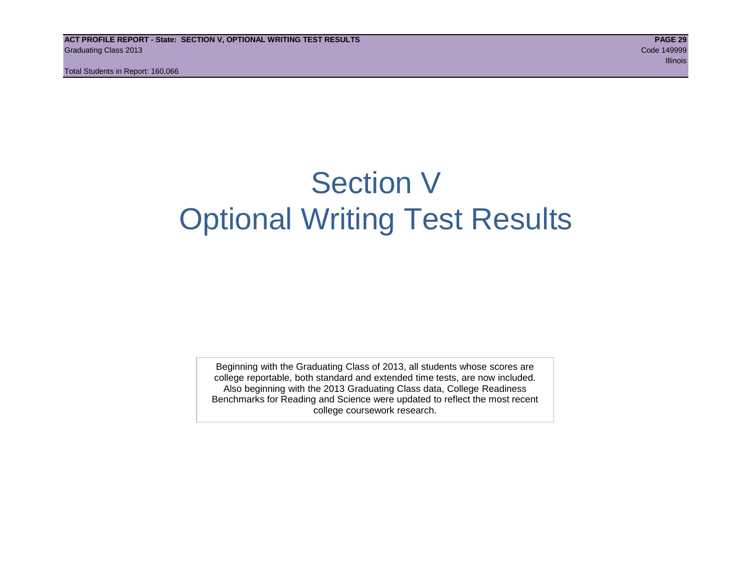# Section V
# Optional Writing Test Results

Beginning with the Graduating Class of 2013, all students whose scores are college reportable, both standard and extended time tests, are now included. Also beginning with the 2013 Graduating Class data, College Readiness Benchmarks for Reading and Science were updated to reflect the most recent college coursework research.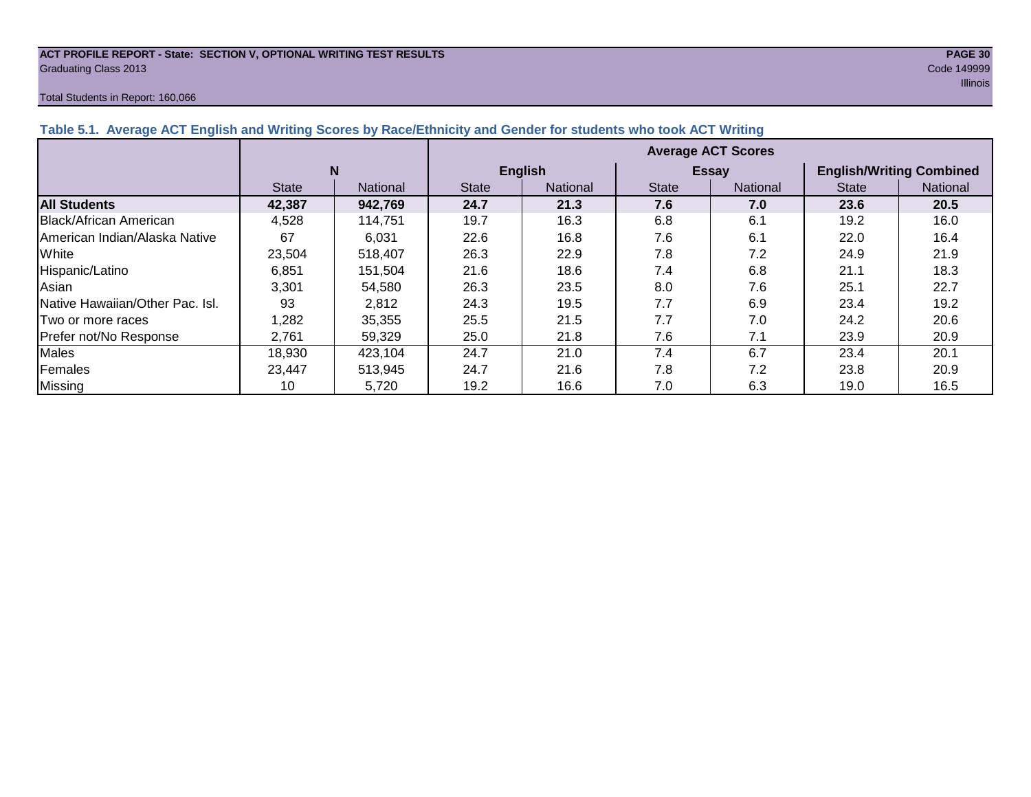**ACT PROFILE REPORT - State: SECTION V, OPTIONAL WRITING TEST RESULTS**
Graduating Class 2013
Code 149999
Illinois

Total Students in Report: 160,066

### Table 5.1. Average ACT English and Writing Scores by Race/Ethnicity and Gender for students who took ACT Writing

| | N | | Average ACT Scores | | | | | |
|---|---|---|---|---|---|---|---|---|
| | | | English | | Essay | | English/Writing Combined | |
| | State | National | State | National | State | National | State | National |
| **All Students** | **42,387** | **942,769** | **24.7** | **21.3** | **7.6** | **7.0** | **23.6** | **20.5** |
| Black/African American | 4,528 | 114,751 | 19.7 | 16.3 | 6.8 | 6.1 | 19.2 | 16.0 |
| American Indian/Alaska Native | 67 | 6,031 | 22.6 | 16.8 | 7.6 | 6.1 | 22.0 | 16.4 |
| White | 23,504 | 518,407 | 26.3 | 22.9 | 7.8 | 7.2 | 24.9 | 21.9 |
| Hispanic/Latino | 6,851 | 151,504 | 21.6 | 18.6 | 7.4 | 6.8 | 21.1 | 18.3 |
| Asian | 3,301 | 54,580 | 26.3 | 23.5 | 8.0 | 7.6 | 25.1 | 22.7 |
| Native Hawaiian/Other Pac. Isl. | 93 | 2,812 | 24.3 | 19.5 | 7.7 | 6.9 | 23.4 | 19.2 |
| Two or more races | 1,282 | 35,355 | 25.5 | 21.5 | 7.7 | 7.0 | 24.2 | 20.6 |
| Prefer not/No Response | 2,761 | 59,329 | 25.0 | 21.8 | 7.6 | 7.1 | 23.9 | 20.9 |
| Males | 18,930 | 423,104 | 24.7 | 21.0 | 7.4 | 6.7 | 23.4 | 20.1 |
| Females | 23,447 | 513,945 | 24.7 | 21.6 | 7.8 | 7.2 | 23.8 | 20.9 |
| Missing | 10 | 5,720 | 19.2 | 16.6 | 7.0 | 6.3 | 19.0 | 16.5 |